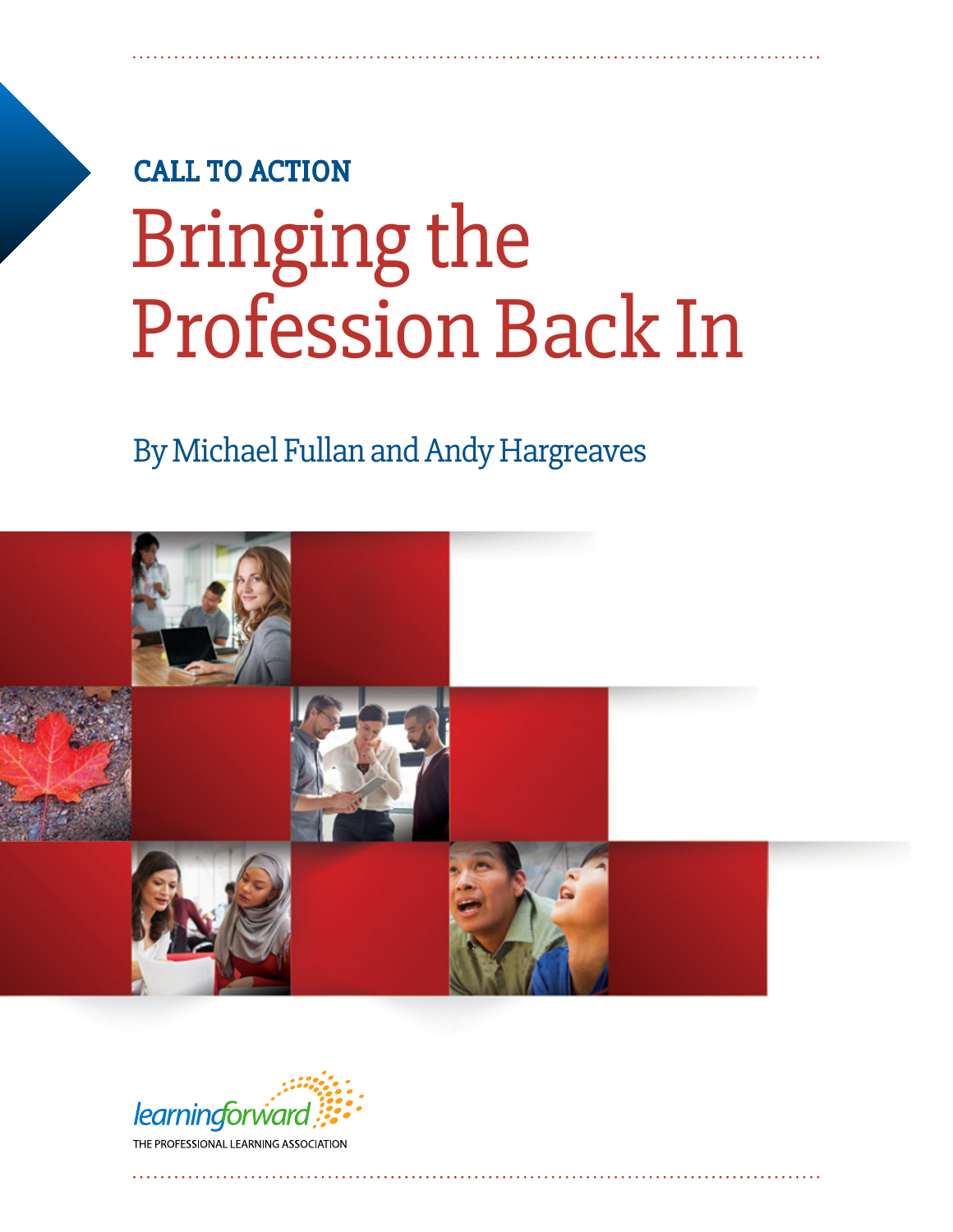CALL TO ACTION

# Bringing the Profession Back In

By Michael Fullan and Andy Hargreaves

learningforward

THE PROFESSIONAL LEARNING ASSOCIATION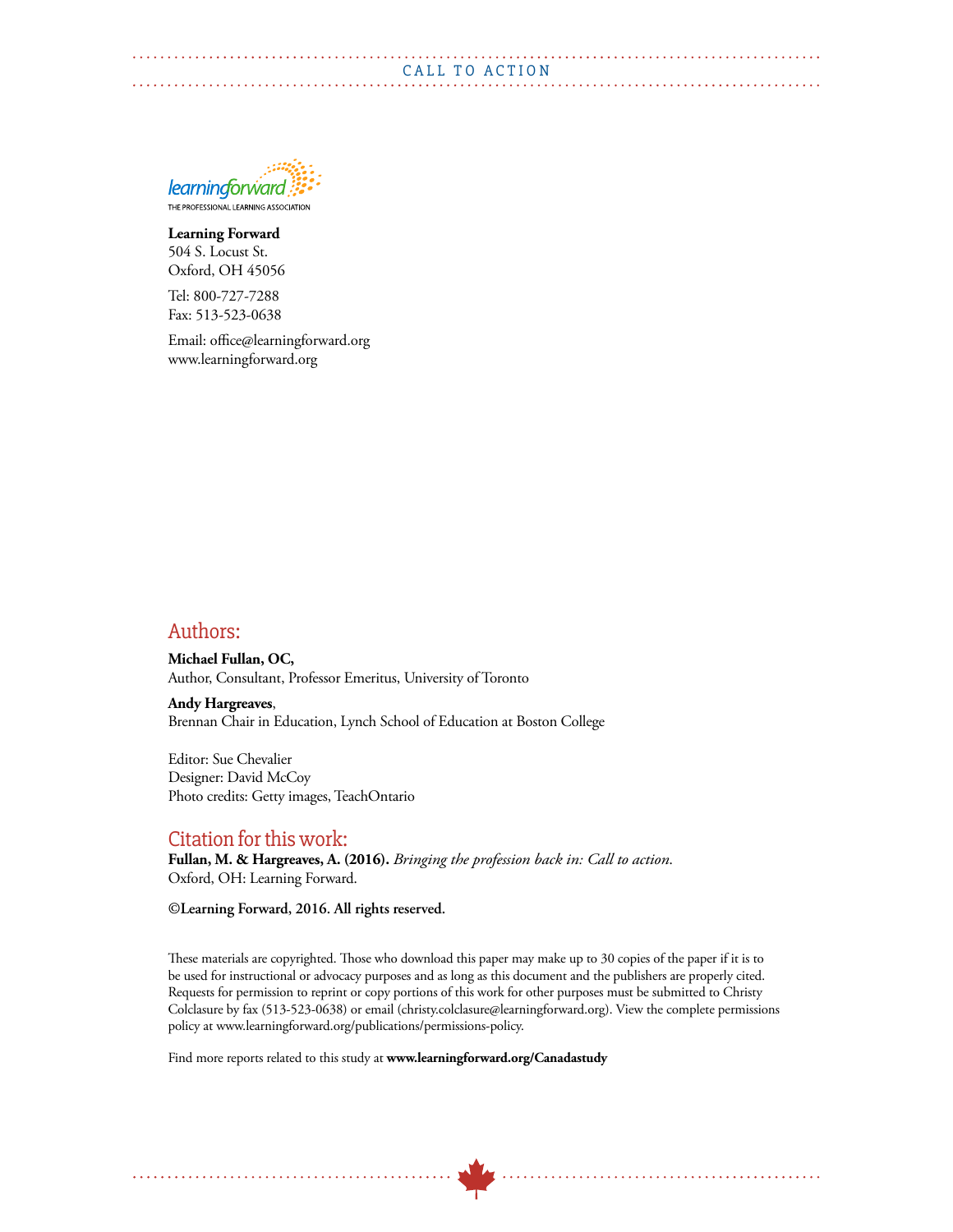**Learning Forward**
504 S. Locust St.
Oxford, OH 45056

Tel: 800-727-7288
Fax: 513-523-0638

Email: office@learningforward.org
www.learningforward.org

## Authors:

**Michael Fullan, OC,**
Author, Consultant, Professor Emeritus, University of Toronto

**Andy Hargreaves**,
Brennan Chair in Education, Lynch School of Education at Boston College

Editor: Sue Chevalier
Designer: David McCoy
Photo credits: Getty images, TeachOntario

## Citation for this work:

**Fullan, M. & Hargreaves, A. (2016).** *Bringing the profession back in: Call to action.* Oxford, OH: Learning Forward.

**©Learning Forward, 2016. All rights reserved.**

These materials are copyrighted. Those who download this paper may make up to 30 copies of the paper if it is to be used for instructional or advocacy purposes and as long as this document and the publishers are properly cited. Requests for permission to reprint or copy portions of this work for other purposes must be submitted to Christy Colclasure by fax (513-523-0638) or email (christy.colclasure@learningforward.org). View the complete permissions policy at www.learningforward.org/publications/permissions-policy.

Find more reports related to this study at **www.learningforward.org/Canadastudy**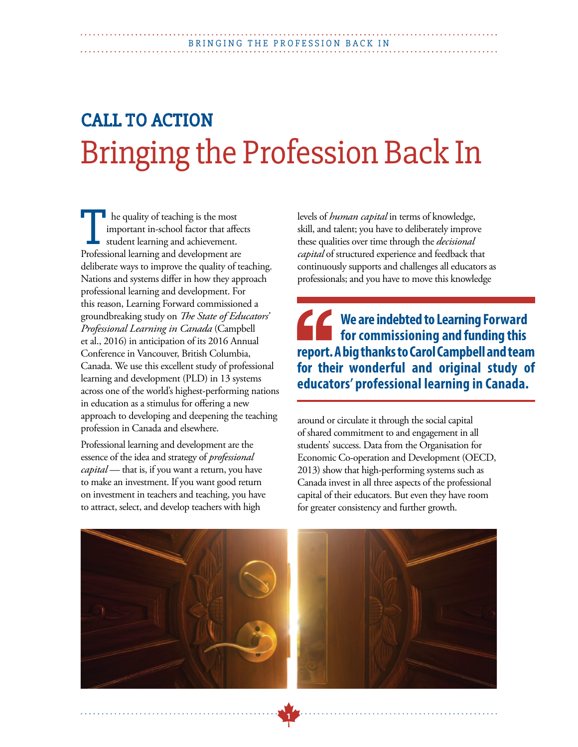## CALL TO ACTION

# Bringing the Profession Back In

The quality of teaching is the most important in-school factor that affects student learning and achievement. Professional learning and development are deliberate ways to improve the quality of teaching. Nations and systems differ in how they approach professional learning and development. For this reason, Learning Forward commissioned a groundbreaking study on *The State of Educators' Professional Learning in Canada* (Campbell et al., 2016) in anticipation of its 2016 Annual Conference in Vancouver, British Columbia, Canada. We use this excellent study of professional learning and development (PLD) in 13 systems across one of the world's highest-performing nations in education as a stimulus for offering a new approach to developing and deepening the teaching profession in Canada and elsewhere.

Professional learning and development are the essence of the idea and strategy of *professional capital* — that is, if you want a return, you have to make an investment. If you want good return on investment in teachers and teaching, you have to attract, select, and develop teachers with high levels of *human capital* in terms of knowledge, skill, and talent; you have to deliberately improve these qualities over time through the *decisional capital* of structured experience and feedback that continuously supports and challenges all educators as professionals; and you have to move this knowledge around or circulate it through the social capital of shared commitment to and engagement in all students' success. Data from the Organisation for Economic Co-operation and Development (OECD, 2013) show that high-performing systems such as Canada invest in all three aspects of the professional capital of their educators. But even they have room for greater consistency and further growth.

> **We are indebted to Learning Forward for commissioning and funding this report. A big thanks to Carol Campbell and team for their wonderful and original study of educators' professional learning in Canada.**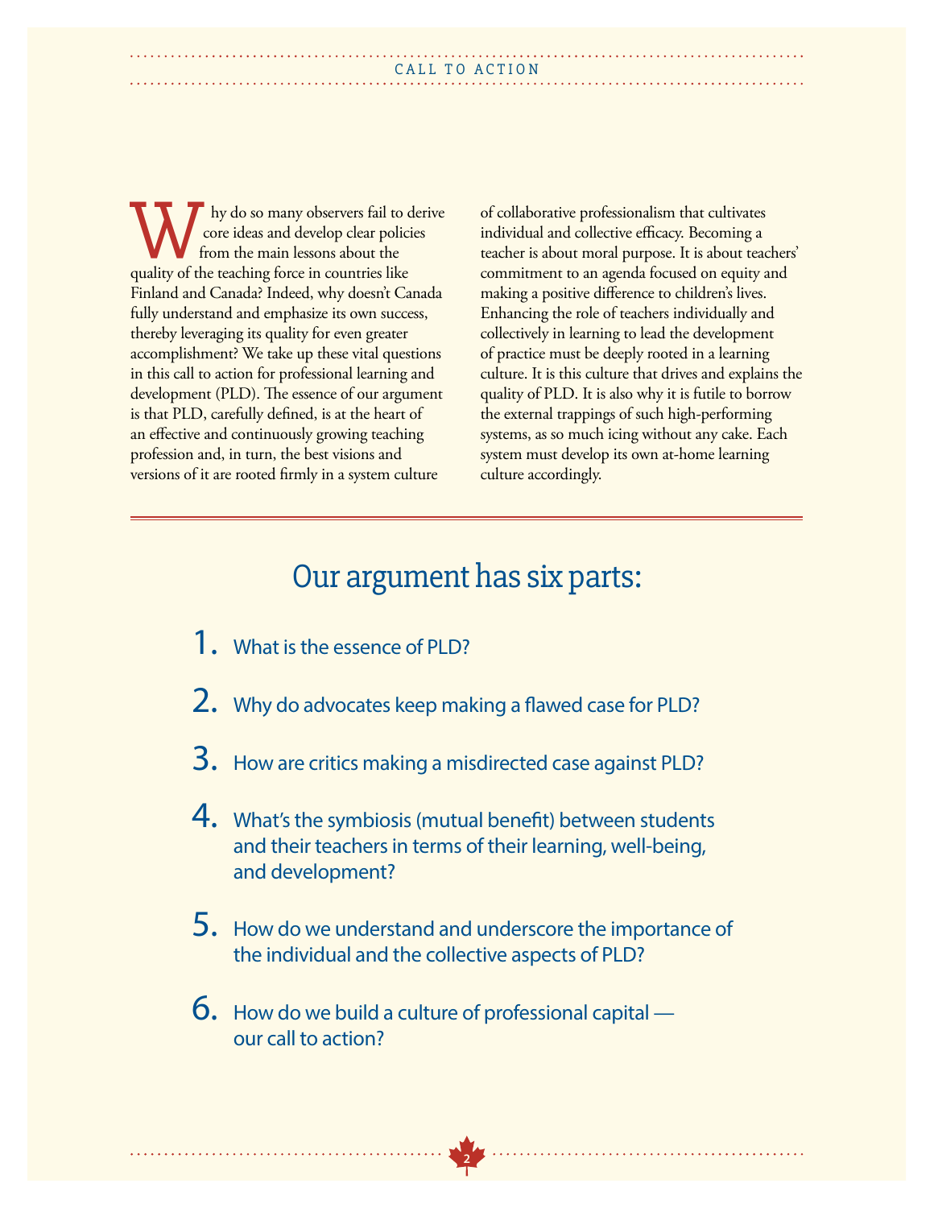Why do so many observers fail to derive core ideas and develop clear policies from the main lessons about the quality of the teaching force in countries like Finland and Canada? Indeed, why doesn't Canada fully understand and emphasize its own success, thereby leveraging its quality for even greater accomplishment? We take up these vital questions in this call to action for professional learning and development (PLD). The essence of our argument is that PLD, carefully defined, is at the heart of an effective and continuously growing teaching profession and, in turn, the best visions and versions of it are rooted firmly in a system culture of collaborative professionalism that cultivates individual and collective efficacy. Becoming a teacher is about moral purpose. It is about teachers' commitment to an agenda focused on equity and making a positive difference to children's lives. Enhancing the role of teachers individually and collectively in learning to lead the development of practice must be deeply rooted in a learning culture. It is this culture that drives and explains the quality of PLD. It is also why it is futile to borrow the external trappings of such high-performing systems, as so much icing without any cake. Each system must develop its own at-home learning culture accordingly.

## Our argument has six parts:

1. What is the essence of PLD?
2. Why do advocates keep making a flawed case for PLD?
3. How are critics making a misdirected case against PLD?
4. What's the symbiosis (mutual benefit) between students and their teachers in terms of their learning, well-being, and development?
5. How do we understand and underscore the importance of the individual and the collective aspects of PLD?
6. How do we build a culture of professional capital — our call to action?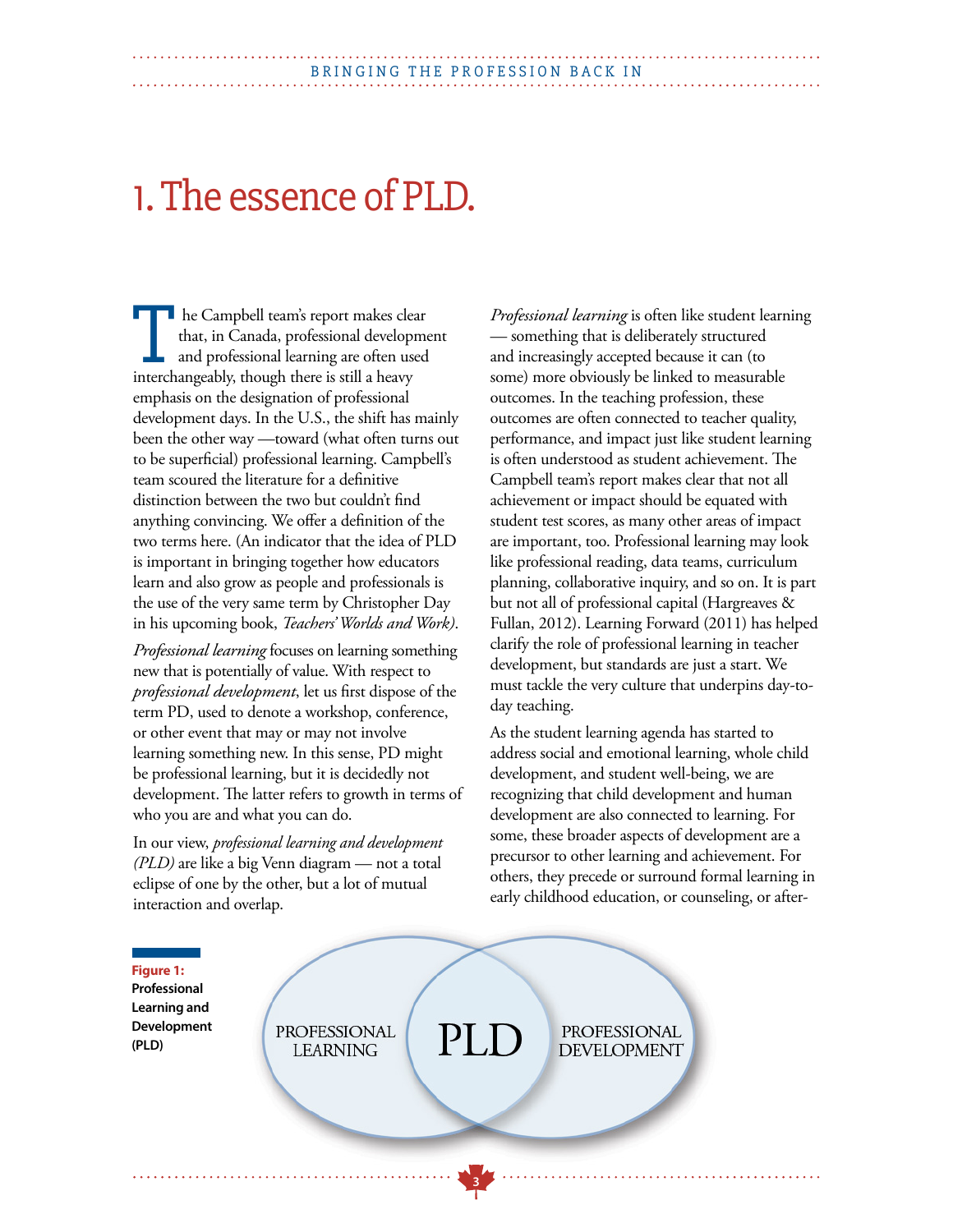# 1. The essence of PLD.

The Campbell team's report makes clear that, in Canada, professional development and professional learning are often used interchangeably, though there is still a heavy emphasis on the designation of professional development days. In the U.S., the shift has mainly been the other way —toward (what often turns out to be superficial) professional learning. Campbell's team scoured the literature for a definitive distinction between the two but couldn't find anything convincing. We offer a definition of the two terms here. (An indicator that the idea of PLD is important in bringing together how educators learn and also grow as people and professionals is the use of the very same term by Christopher Day in his upcoming book, *Teachers' Worlds and Work)*.

*Professional learning* focuses on learning something new that is potentially of value. With respect to *professional development*, let us first dispose of the term PD, used to denote a workshop, conference, or other event that may or may not involve learning something new. In this sense, PD might be professional learning, but it is decidedly not development. The latter refers to growth in terms of who you are and what you can do.

In our view, *professional learning and development (PLD)* are like a big Venn diagram — not a total eclipse of one by the other, but a lot of mutual interaction and overlap.

*Professional learning* is often like student learning — something that is deliberately structured and increasingly accepted because it can (to some) more obviously be linked to measurable outcomes. In the teaching profession, these outcomes are often connected to teacher quality, performance, and impact just like student learning is often understood as student achievement. The Campbell team's report makes clear that not all achievement or impact should be equated with student test scores, as many other areas of impact are important, too. Professional learning may look like professional reading, data teams, curriculum planning, collaborative inquiry, and so on. It is part but not all of professional capital (Hargreaves & Fullan, 2012). Learning Forward (2011) has helped clarify the role of professional learning in teacher development, but standards are just a start. We must tackle the very culture that underpins day-to-day teaching.

As the student learning agenda has started to address social and emotional learning, whole child development, and student well-being, we are recognizing that child development and human development are also connected to learning. For some, these broader aspects of development are a precursor to other learning and achievement. For others, they precede or surround formal learning in early childhood education, or counseling, or after-

**Figure 1: Professional Learning and Development (PLD)**

PROFESSIONAL LEARNING | PLD | PROFESSIONAL DEVELOPMENT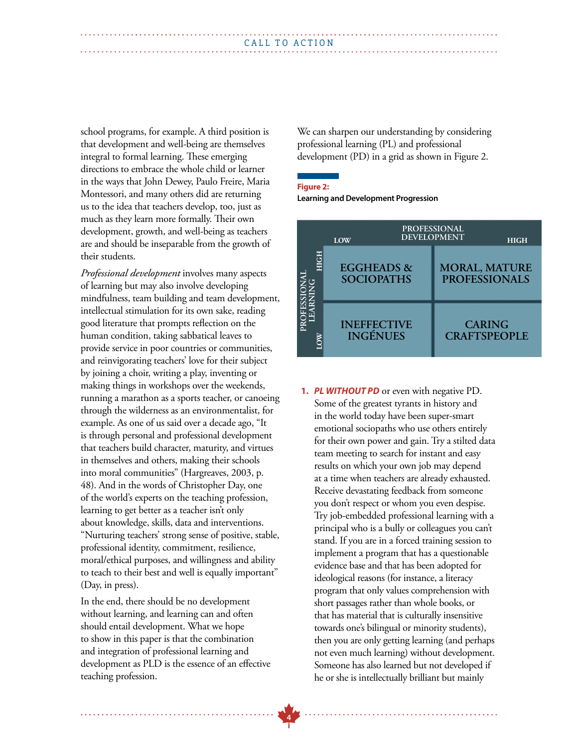school programs, for example. A third position is that development and well-being are themselves integral to formal learning. These emerging directions to embrace the whole child or learner in the ways that John Dewey, Paulo Freire, Maria Montessori, and many others did are returning us to the idea that teachers develop, too, just as much as they learn more formally. Their own development, growth, and well-being as teachers are and should be inseparable from the growth of their students.

*Professional development* involves many aspects of learning but may also involve developing mindfulness, team building and team development, intellectual stimulation for its own sake, reading good literature that prompts reflection on the human condition, taking sabbatical leaves to provide service in poor countries or communities, and reinvigorating teachers' love for their subject by joining a choir, writing a play, inventing or making things in workshops over the weekends, running a marathon as a sports teacher, or canoeing through the wilderness as an environmentalist, for example. As one of us said over a decade ago, "It is through personal and professional development that teachers build character, maturity, and virtues in themselves and others, making their schools into moral communities" (Hargreaves, 2003, p. 48). And in the words of Christopher Day, one of the world's experts on the teaching profession, learning to get better as a teacher isn't only about knowledge, skills, data and interventions. "Nurturing teachers' strong sense of positive, stable, professional identity, commitment, resilience, moral/ethical purposes, and willingness and ability to teach to their best and well is equally important" (Day, in press).

In the end, there should be no development without learning, and learning can and often should entail development. What we hope to show in this paper is that the combination and integration of professional learning and development as PLD is the essence of an effective teaching profession.

We can sharpen our understanding by considering professional learning (PL) and professional development (PD) in a grid as shown in Figure 2.

**Figure 2:**
**Learning and Development Progression**

| | Professional Development: Low | Professional Development: High |
|---|---|---|
| **Professional Learning: High** | EGGHEADS & SOCIOPATHS | MORAL, MATURE PROFESSIONALS |
| **Professional Learning: Low** | INEFFECTIVE INGÉNUES | CARING CRAFTSPEOPLE |

1. ***PL WITHOUT PD*** or even with negative PD. Some of the greatest tyrants in history and in the world today have been super-smart emotional sociopaths who use others entirely for their own power and gain. Try a stilted data team meeting to search for instant and easy results on which your own job may depend at a time when teachers are already exhausted. Receive devastating feedback from someone you don't respect or whom you even despise. Try job-embedded professional learning with a principal who is a bully or colleagues you can't stand. If you are in a forced training session to implement a program that has a questionable evidence base and that has been adopted for ideological reasons (for instance, a literacy program that only values comprehension with short passages rather than whole books, or that has material that is culturally insensitive towards one's bilingual or minority students), then you are only getting learning (and perhaps not even much learning) without development. Someone has also learned but not developed if he or she is intellectually brilliant but mainly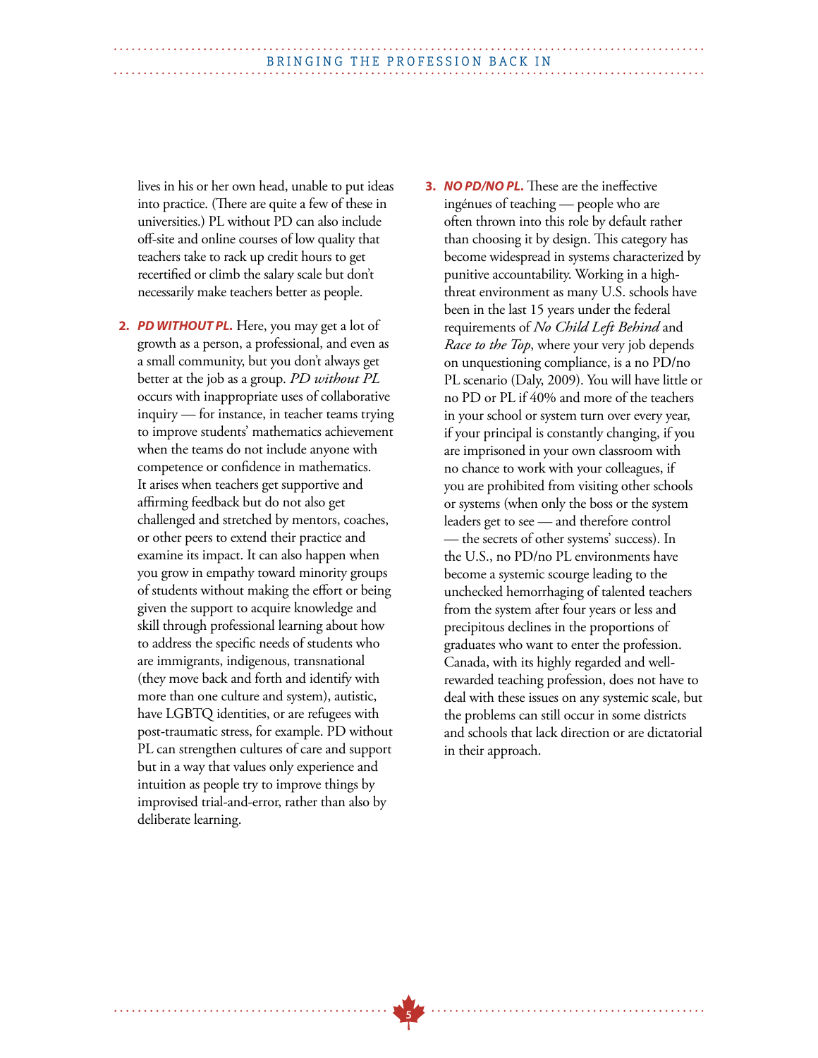lives in his or her own head, unable to put ideas into practice. (There are quite a few of these in universities.) PL without PD can also include off-site and online courses of low quality that teachers take to rack up credit hours to get recertified or climb the salary scale but don't necessarily make teachers better as people.

2. ***PD WITHOUT PL.*** Here, you may get a lot of growth as a person, a professional, and even as a small community, but you don't always get better at the job as a group. *PD without PL* occurs with inappropriate uses of collaborative inquiry — for instance, in teacher teams trying to improve students' mathematics achievement when the teams do not include anyone with competence or confidence in mathematics. It arises when teachers get supportive and affirming feedback but do not also get challenged and stretched by mentors, coaches, or other peers to extend their practice and examine its impact. It can also happen when you grow in empathy toward minority groups of students without making the effort or being given the support to acquire knowledge and skill through professional learning about how to address the specific needs of students who are immigrants, indigenous, transnational (they move back and forth and identify with more than one culture and system), autistic, have LGBTQ identities, or are refugees with post-traumatic stress, for example. PD without PL can strengthen cultures of care and support but in a way that values only experience and intuition as people try to improve things by improvised trial-and-error, rather than also by deliberate learning.

3. ***NO PD/NO PL.*** These are the ineffective ingénues of teaching — people who are often thrown into this role by default rather than choosing it by design. This category has become widespread in systems characterized by punitive accountability. Working in a high-threat environment as many U.S. schools have been in the last 15 years under the federal requirements of *No Child Left Behind* and *Race to the Top*, where your very job depends on unquestioning compliance, is a no PD/no PL scenario (Daly, 2009). You will have little or no PD or PL if 40% and more of the teachers in your school or system turn over every year, if your principal is constantly changing, if you are imprisoned in your own classroom with no chance to work with your colleagues, if you are prohibited from visiting other schools or systems (when only the boss or the system leaders get to see — and therefore control — the secrets of other systems' success). In the U.S., no PD/no PL environments have become a systemic scourge leading to the unchecked hemorrhaging of talented teachers from the system after four years or less and precipitous declines in the proportions of graduates who want to enter the profession. Canada, with its highly regarded and well-rewarded teaching profession, does not have to deal with these issues on any systemic scale, but the problems can still occur in some districts and schools that lack direction or are dictatorial in their approach.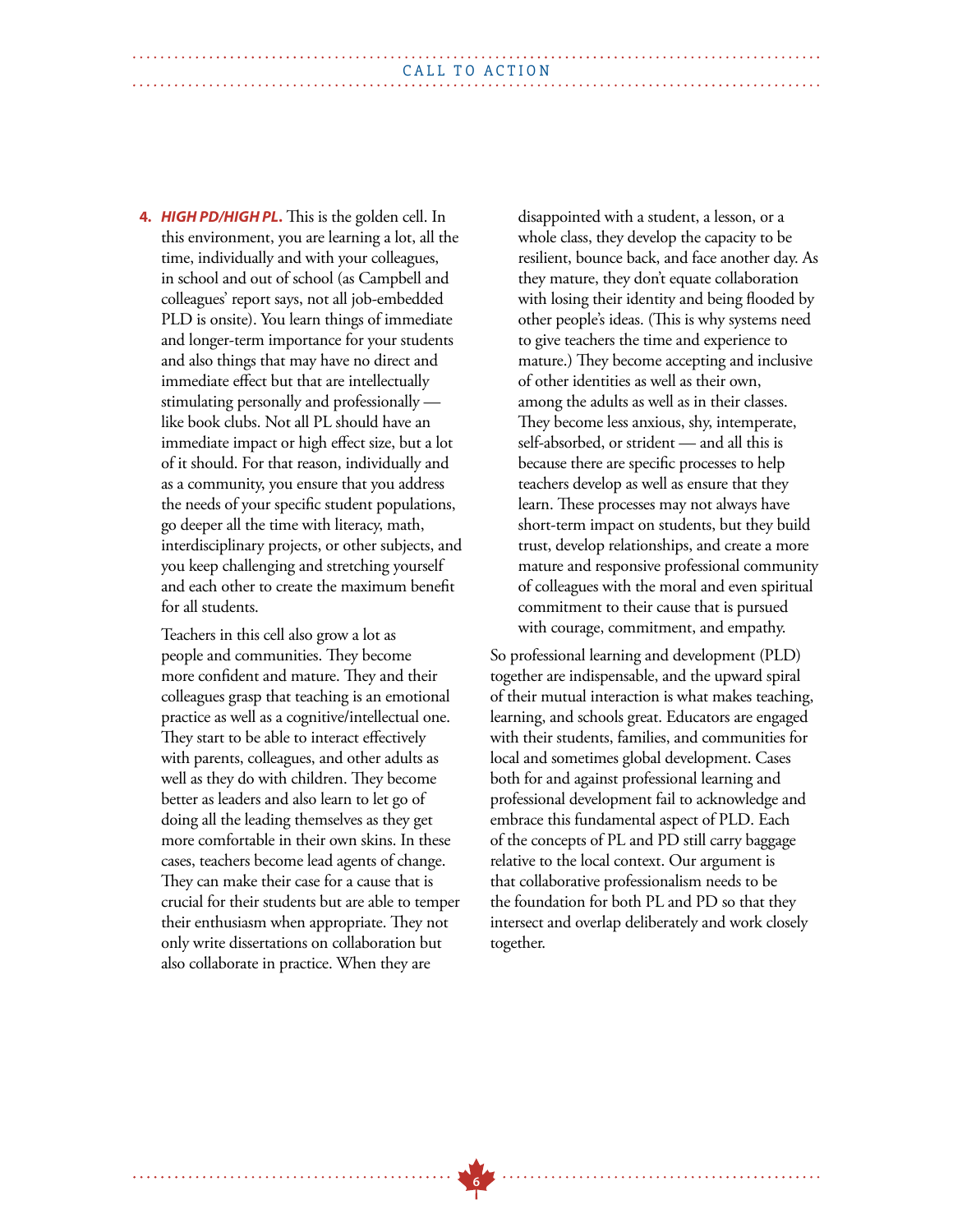4. ***HIGH PD/HIGH PL.*** This is the golden cell. In this environment, you are learning a lot, all the time, individually and with your colleagues, in school and out of school (as Campbell and colleagues' report says, not all job-embedded PLD is onsite). You learn things of immediate and longer-term importance for your students and also things that may have no direct and immediate effect but that are intellectually stimulating personally and professionally — like book clubs. Not all PL should have an immediate impact or high effect size, but a lot of it should. For that reason, individually and as a community, you ensure that you address the needs of your specific student populations, go deeper all the time with literacy, math, interdisciplinary projects, or other subjects, and you keep challenging and stretching yourself and each other to create the maximum benefit for all students.

   Teachers in this cell also grow a lot as people and communities. They become more confident and mature. They and their colleagues grasp that teaching is an emotional practice as well as a cognitive/intellectual one. They start to be able to interact effectively with parents, colleagues, and other adults as well as they do with children. They become better as leaders and also learn to let go of doing all the leading themselves as they get more comfortable in their own skins. In these cases, teachers become lead agents of change. They can make their case for a cause that is crucial for their students but are able to temper their enthusiasm when appropriate. They not only write dissertations on collaboration but also collaborate in practice. When they are disappointed with a student, a lesson, or a whole class, they develop the capacity to be resilient, bounce back, and face another day. As they mature, they don't equate collaboration with losing their identity and being flooded by other people's ideas. (This is why systems need to give teachers the time and experience to mature.) They become accepting and inclusive of other identities as well as their own, among the adults as well as in their classes. They become less anxious, shy, intemperate, self-absorbed, or strident — and all this is because there are specific processes to help teachers develop as well as ensure that they learn. These processes may not always have short-term impact on students, but they build trust, develop relationships, and create a more mature and responsive professional community of colleagues with the moral and even spiritual commitment to their cause that is pursued with courage, commitment, and empathy.

So professional learning and development (PLD) together are indispensable, and the upward spiral of their mutual interaction is what makes teaching, learning, and schools great. Educators are engaged with their students, families, and communities for local and sometimes global development. Cases both for and against professional learning and professional development fail to acknowledge and embrace this fundamental aspect of PLD. Each of the concepts of PL and PD still carry baggage relative to the local context. Our argument is that collaborative professionalism needs to be the foundation for both PL and PD so that they intersect and overlap deliberately and work closely together.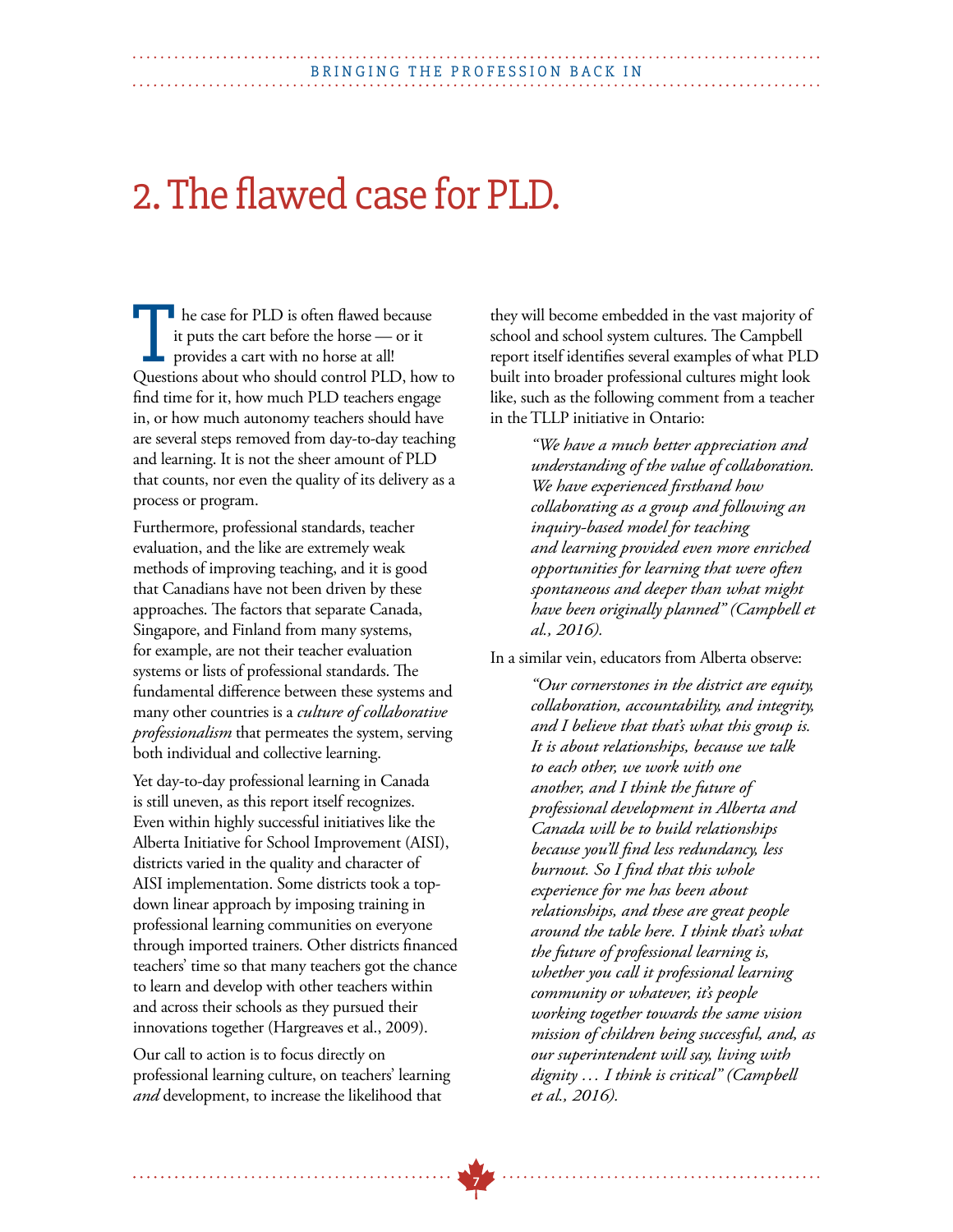# 2. The flawed case for PLD.

The case for PLD is often flawed because it puts the cart before the horse — or it provides a cart with no horse at all! Questions about who should control PLD, how to find time for it, how much PLD teachers engage in, or how much autonomy teachers should have are several steps removed from day-to-day teaching and learning. It is not the sheer amount of PLD that counts, nor even the quality of its delivery as a process or program.

Furthermore, professional standards, teacher evaluation, and the like are extremely weak methods of improving teaching, and it is good that Canadians have not been driven by these approaches. The factors that separate Canada, Singapore, and Finland from many systems, for example, are not their teacher evaluation systems or lists of professional standards. The fundamental difference between these systems and many other countries is a *culture of collaborative professionalism* that permeates the system, serving both individual and collective learning.

Yet day-to-day professional learning in Canada is still uneven, as this report itself recognizes. Even within highly successful initiatives like the Alberta Initiative for School Improvement (AISI), districts varied in the quality and character of AISI implementation. Some districts took a top-down linear approach by imposing training in professional learning communities on everyone through imported trainers. Other districts financed teachers' time so that many teachers got the chance to learn and develop with other teachers within and across their schools as they pursued their innovations together (Hargreaves et al., 2009).

Our call to action is to focus directly on professional learning culture, on teachers' learning *and* development, to increase the likelihood that they will become embedded in the vast majority of school and school system cultures. The Campbell report itself identifies several examples of what PLD built into broader professional cultures might look like, such as the following comment from a teacher in the TLLP initiative in Ontario:

> *"We have a much better appreciation and understanding of the value of collaboration. We have experienced firsthand how collaborating as a group and following an inquiry-based model for teaching and learning provided even more enriched opportunities for learning that were often spontaneous and deeper than what might have been originally planned" (Campbell et al., 2016).*

In a similar vein, educators from Alberta observe:

> *"Our cornerstones in the district are equity, collaboration, accountability, and integrity, and I believe that that's what this group is. It is about relationships, because we talk to each other, we work with one another, and I think the future of professional development in Alberta and Canada will be to build relationships because you'll find less redundancy, less burnout. So I find that this whole experience for me has been about relationships, and these are great people around the table here. I think that's what the future of professional learning is, whether you call it professional learning community or whatever, it's people working together towards the same vision mission of children being successful, and, as our superintendent will say, living with dignity … I think is critical" (Campbell et al., 2016).*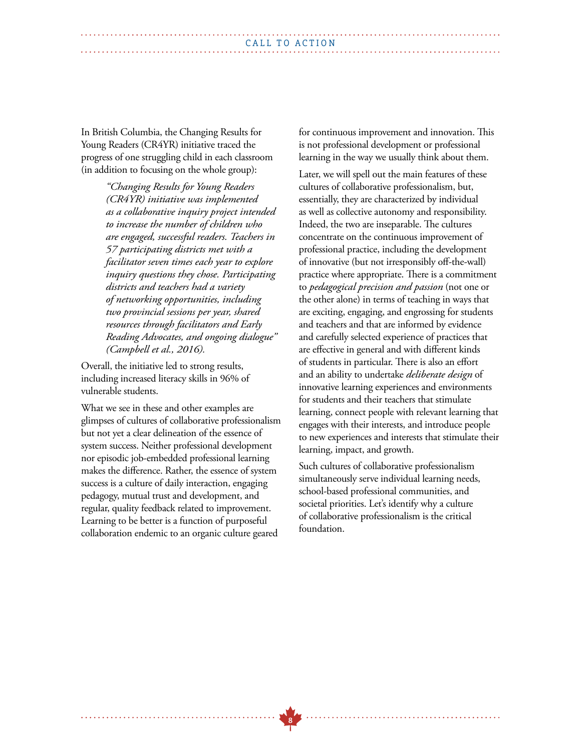In British Columbia, the Changing Results for Young Readers (CR4YR) initiative traced the progress of one struggling child in each classroom (in addition to focusing on the whole group):

> *"Changing Results for Young Readers (CR4YR) initiative was implemented as a collaborative inquiry project intended to increase the number of children who are engaged, successful readers. Teachers in 57 participating districts met with a facilitator seven times each year to explore inquiry questions they chose. Participating districts and teachers had a variety of networking opportunities, including two provincial sessions per year, shared resources through facilitators and Early Reading Advocates, and ongoing dialogue" (Campbell et al., 2016).*

Overall, the initiative led to strong results, including increased literacy skills in 96% of vulnerable students.

What we see in these and other examples are glimpses of cultures of collaborative professionalism but not yet a clear delineation of the essence of system success. Neither professional development nor episodic job-embedded professional learning makes the difference. Rather, the essence of system success is a culture of daily interaction, engaging pedagogy, mutual trust and development, and regular, quality feedback related to improvement. Learning to be better is a function of purposeful collaboration endemic to an organic culture geared for continuous improvement and innovation. This is not professional development or professional learning in the way we usually think about them.

Later, we will spell out the main features of these cultures of collaborative professionalism, but, essentially, they are characterized by individual as well as collective autonomy and responsibility. Indeed, the two are inseparable. The cultures concentrate on the continuous improvement of professional practice, including the development of innovative (but not irresponsibly off-the-wall) practice where appropriate. There is a commitment to *pedagogical precision and passion* (not one or the other alone) in terms of teaching in ways that are exciting, engaging, and engrossing for students and teachers and that are informed by evidence and carefully selected experience of practices that are effective in general and with different kinds of students in particular. There is also an effort and an ability to undertake *deliberate design* of innovative learning experiences and environments for students and their teachers that stimulate learning, connect people with relevant learning that engages with their interests, and introduce people to new experiences and interests that stimulate their learning, impact, and growth.

Such cultures of collaborative professionalism simultaneously serve individual learning needs, school-based professional communities, and societal priorities. Let's identify why a culture of collaborative professionalism is the critical foundation.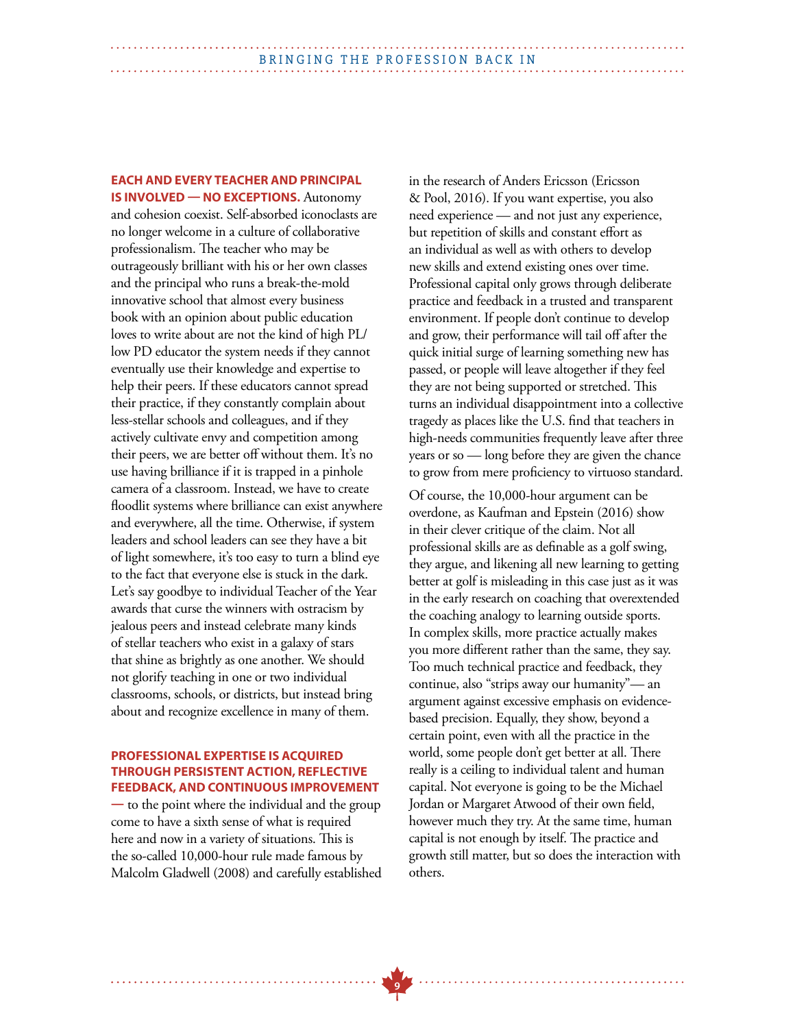**EACH AND EVERY TEACHER AND PRINCIPAL IS INVOLVED — NO EXCEPTIONS.** Autonomy and cohesion coexist. Self-absorbed iconoclasts are no longer welcome in a culture of collaborative professionalism. The teacher who may be outrageously brilliant with his or her own classes and the principal who runs a break-the-mold innovative school that almost every business book with an opinion about public education loves to write about are not the kind of high PL/low PD educator the system needs if they cannot eventually use their knowledge and expertise to help their peers. If these educators cannot spread their practice, if they constantly complain about less-stellar schools and colleagues, and if they actively cultivate envy and competition among their peers, we are better off without them. It's no use having brilliance if it is trapped in a pinhole camera of a classroom. Instead, we have to create floodlit systems where brilliance can exist anywhere and everywhere, all the time. Otherwise, if system leaders and school leaders can see they have a bit of light somewhere, it's too easy to turn a blind eye to the fact that everyone else is stuck in the dark. Let's say goodbye to individual Teacher of the Year awards that curse the winners with ostracism by jealous peers and instead celebrate many kinds of stellar teachers who exist in a galaxy of stars that shine as brightly as one another. We should not glorify teaching in one or two individual classrooms, schools, or districts, but instead bring about and recognize excellence in many of them.

**PROFESSIONAL EXPERTISE IS ACQUIRED THROUGH PERSISTENT ACTION, REFLECTIVE FEEDBACK, AND CONTINUOUS IMPROVEMENT —** to the point where the individual and the group come to have a sixth sense of what is required here and now in a variety of situations. This is the so-called 10,000-hour rule made famous by Malcolm Gladwell (2008) and carefully established in the research of Anders Ericsson (Ericsson & Pool, 2016). If you want expertise, you also need experience — and not just any experience, but repetition of skills and constant effort as an individual as well as with others to develop new skills and extend existing ones over time. Professional capital only grows through deliberate practice and feedback in a trusted and transparent environment. If people don't continue to develop and grow, their performance will tail off after the quick initial surge of learning something new has passed, or people will leave altogether if they feel they are not being supported or stretched. This turns an individual disappointment into a collective tragedy as places like the U.S. find that teachers in high-needs communities frequently leave after three years or so — long before they are given the chance to grow from mere proficiency to virtuoso standard.

Of course, the 10,000-hour argument can be overdone, as Kaufman and Epstein (2016) show in their clever critique of the claim. Not all professional skills are as definable as a golf swing, they argue, and likening all new learning to getting better at golf is misleading in this case just as it was in the early research on coaching that overextended the coaching analogy to learning outside sports. In complex skills, more practice actually makes you more different rather than the same, they say. Too much technical practice and feedback, they continue, also "strips away our humanity"— an argument against excessive emphasis on evidence-based precision. Equally, they show, beyond a certain point, even with all the practice in the world, some people don't get better at all. There really is a ceiling to individual talent and human capital. Not everyone is going to be the Michael Jordan or Margaret Atwood of their own field, however much they try. At the same time, human capital is not enough by itself. The practice and growth still matter, but so does the interaction with others.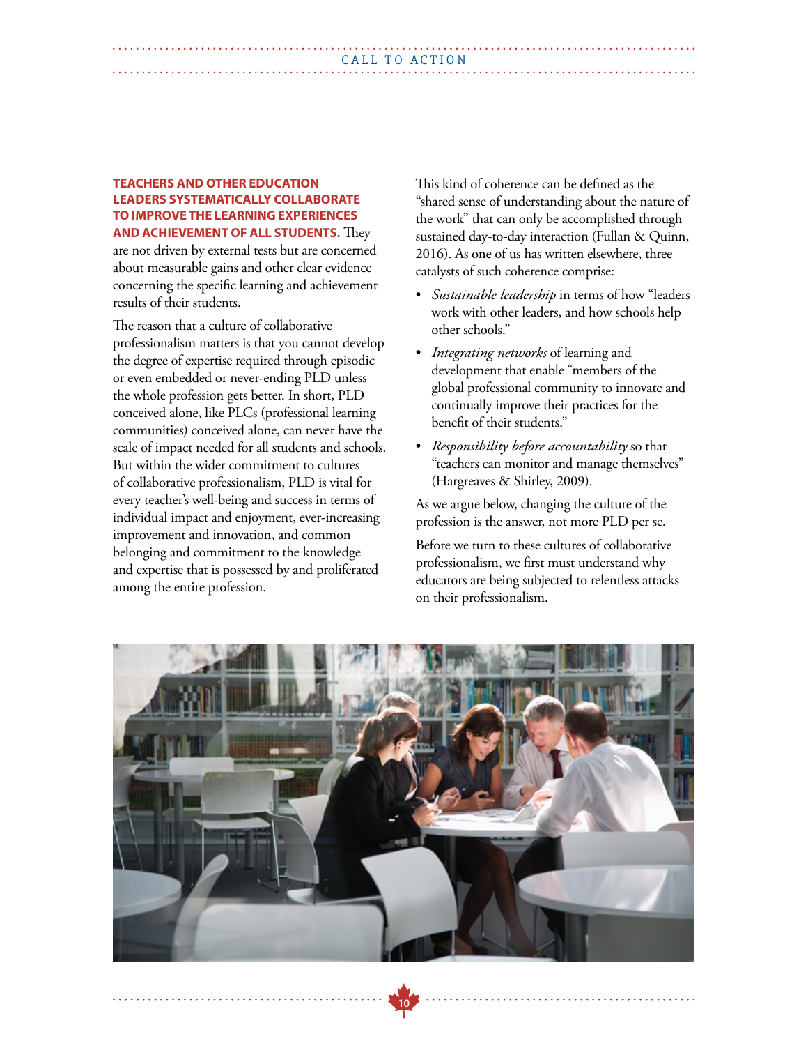**TEACHERS AND OTHER EDUCATION LEADERS SYSTEMATICALLY COLLABORATE TO IMPROVE THE LEARNING EXPERIENCES AND ACHIEVEMENT OF ALL STUDENTS.** They are not driven by external tests but are concerned about measurable gains and other clear evidence concerning the specific learning and achievement results of their students.

The reason that a culture of collaborative professionalism matters is that you cannot develop the degree of expertise required through episodic or even embedded or never-ending PLD unless the whole profession gets better. In short, PLD conceived alone, like PLCs (professional learning communities) conceived alone, can never have the scale of impact needed for all students and schools. But within the wider commitment to cultures of collaborative professionalism, PLD is vital for every teacher's well-being and success in terms of individual impact and enjoyment, ever-increasing improvement and innovation, and common belonging and commitment to the knowledge and expertise that is possessed by and proliferated among the entire profession.

This kind of coherence can be defined as the "shared sense of understanding about the nature of the work" that can only be accomplished through sustained day-to-day interaction (Fullan & Quinn, 2016). As one of us has written elsewhere, three catalysts of such coherence comprise:

- *Sustainable leadership* in terms of how "leaders work with other leaders, and how schools help other schools."
- *Integrating networks* of learning and development that enable "members of the global professional community to innovate and continually improve their practices for the benefit of their students."
- *Responsibility before accountability* so that "teachers can monitor and manage themselves" (Hargreaves & Shirley, 2009).

As we argue below, changing the culture of the profession is the answer, not more PLD per se.

Before we turn to these cultures of collaborative professionalism, we first must understand why educators are being subjected to relentless attacks on their professionalism.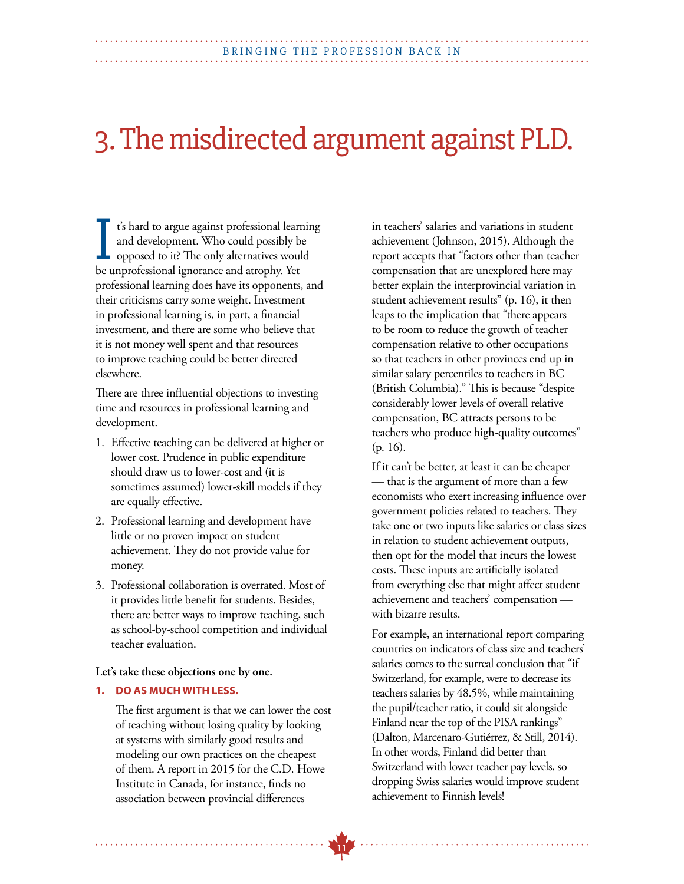# 3. The misdirected argument against PLD.

It's hard to argue against professional learning and development. Who could possibly be opposed to it? The only alternatives would be unprofessional ignorance and atrophy. Yet professional learning does have its opponents, and their criticisms carry some weight. Investment in professional learning is, in part, a financial investment, and there are some who believe that it is not money well spent and that resources to improve teaching could be better directed elsewhere.

There are three influential objections to investing time and resources in professional learning and development.

1. Effective teaching can be delivered at higher or lower cost. Prudence in public expenditure should draw us to lower-cost and (it is sometimes assumed) lower-skill models if they are equally effective.
2. Professional learning and development have little or no proven impact on student achievement. They do not provide value for money.
3. Professional collaboration is overrated. Most of it provides little benefit for students. Besides, there are better ways to improve teaching, such as school-by-school competition and individual teacher evaluation.

**Let's take these objections one by one.**

### 1. DO AS MUCH WITH LESS.

The first argument is that we can lower the cost of teaching without losing quality by looking at systems with similarly good results and modeling our own practices on the cheapest of them. A report in 2015 for the C.D. Howe Institute in Canada, for instance, finds no association between provincial differences in teachers' salaries and variations in student achievement (Johnson, 2015). Although the report accepts that "factors other than teacher compensation that are unexplored here may better explain the interprovincial variation in student achievement results" (p. 16), it then leaps to the implication that "there appears to be room to reduce the growth of teacher compensation relative to other occupations so that teachers in other provinces end up in similar salary percentiles to teachers in BC (British Columbia)." This is because "despite considerably lower levels of overall relative compensation, BC attracts persons to be teachers who produce high-quality outcomes" (p. 16).

If it can't be better, at least it can be cheaper — that is the argument of more than a few economists who exert increasing influence over government policies related to teachers. They take one or two inputs like salaries or class sizes in relation to student achievement outputs, then opt for the model that incurs the lowest costs. These inputs are artificially isolated from everything else that might affect student achievement and teachers' compensation — with bizarre results.

For example, an international report comparing countries on indicators of class size and teachers' salaries comes to the surreal conclusion that "if Switzerland, for example, were to decrease its teachers salaries by 48.5%, while maintaining the pupil/teacher ratio, it could sit alongside Finland near the top of the PISA rankings" (Dalton, Marcenaro-Gutiérrez, & Still, 2014). In other words, Finland did better than Switzerland with lower teacher pay levels, so dropping Swiss salaries would improve student achievement to Finnish levels!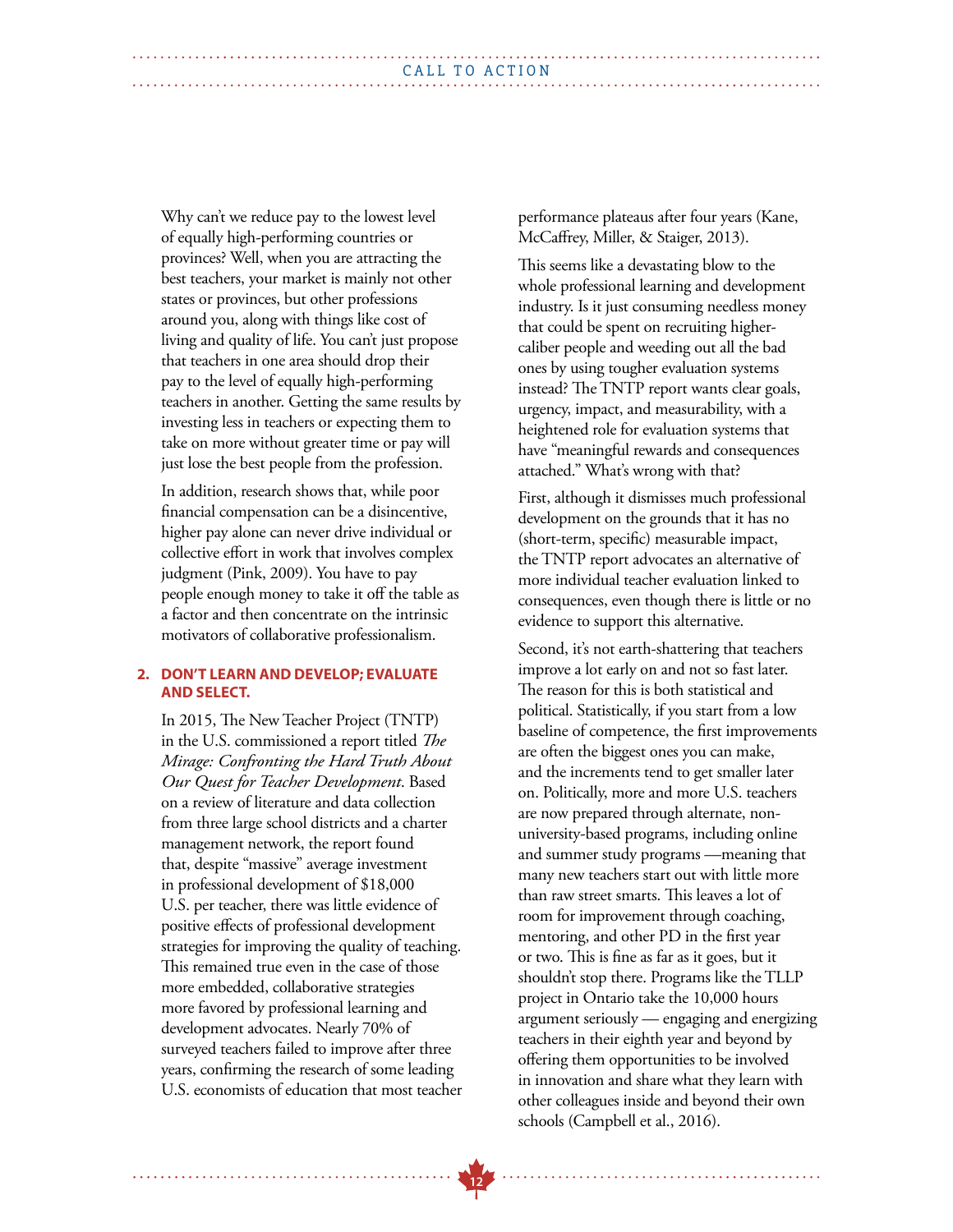Why can't we reduce pay to the lowest level of equally high-performing countries or provinces? Well, when you are attracting the best teachers, your market is mainly not other states or provinces, but other professions around you, along with things like cost of living and quality of life. You can't just propose that teachers in one area should drop their pay to the level of equally high-performing teachers in another. Getting the same results by investing less in teachers or expecting them to take on more without greater time or pay will just lose the best people from the profession.

In addition, research shows that, while poor financial compensation can be a disincentive, higher pay alone can never drive individual or collective effort in work that involves complex judgment (Pink, 2009). You have to pay people enough money to take it off the table as a factor and then concentrate on the intrinsic motivators of collaborative professionalism.

**2. DON'T LEARN AND DEVELOP; EVALUATE AND SELECT.**

In 2015, The New Teacher Project (TNTP) in the U.S. commissioned a report titled *The Mirage: Confronting the Hard Truth About Our Quest for Teacher Development*. Based on a review of literature and data collection from three large school districts and a charter management network, the report found that, despite "massive" average investment in professional development of $18,000 U.S. per teacher, there was little evidence of positive effects of professional development strategies for improving the quality of teaching. This remained true even in the case of those more embedded, collaborative strategies more favored by professional learning and development advocates. Nearly 70% of surveyed teachers failed to improve after three years, confirming the research of some leading U.S. economists of education that most teacher performance plateaus after four years (Kane, McCaffrey, Miller, & Staiger, 2013).

This seems like a devastating blow to the whole professional learning and development industry. Is it just consuming needless money that could be spent on recruiting higher-caliber people and weeding out all the bad ones by using tougher evaluation systems instead? The TNTP report wants clear goals, urgency, impact, and measurability, with a heightened role for evaluation systems that have "meaningful rewards and consequences attached." What's wrong with that?

First, although it dismisses much professional development on the grounds that it has no (short-term, specific) measurable impact, the TNTP report advocates an alternative of more individual teacher evaluation linked to consequences, even though there is little or no evidence to support this alternative.

Second, it's not earth-shattering that teachers improve a lot early on and not so fast later. The reason for this is both statistical and political. Statistically, if you start from a low baseline of competence, the first improvements are often the biggest ones you can make, and the increments tend to get smaller later on. Politically, more and more U.S. teachers are now prepared through alternate, non-university-based programs, including online and summer study programs —meaning that many new teachers start out with little more than raw street smarts. This leaves a lot of room for improvement through coaching, mentoring, and other PD in the first year or two. This is fine as far as it goes, but it shouldn't stop there. Programs like the TLLP project in Ontario take the 10,000 hours argument seriously — engaging and energizing teachers in their eighth year and beyond by offering them opportunities to be involved in innovation and share what they learn with other colleagues inside and beyond their own schools (Campbell et al., 2016).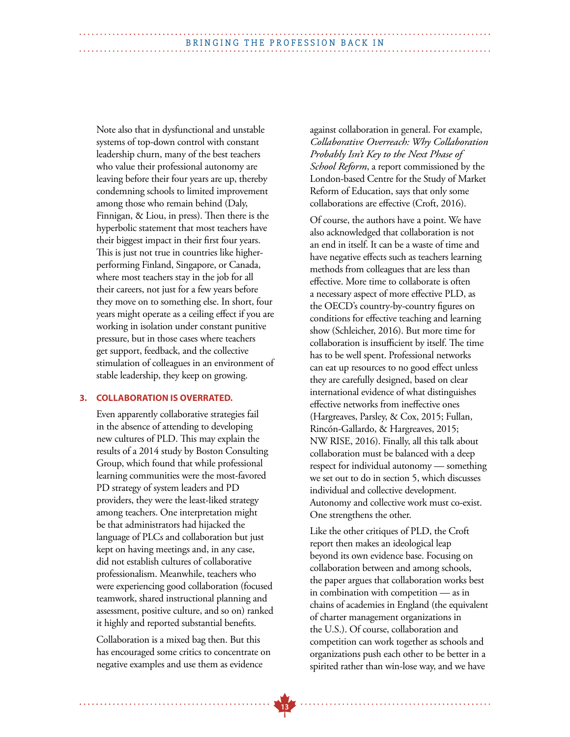Note also that in dysfunctional and unstable systems of top-down control with constant leadership churn, many of the best teachers who value their professional autonomy are leaving before their four years are up, thereby condemning schools to limited improvement among those who remain behind (Daly, Finnigan, & Liou, in press). Then there is the hyperbolic statement that most teachers have their biggest impact in their first four years. This is just not true in countries like higher-performing Finland, Singapore, or Canada, where most teachers stay in the job for all their careers, not just for a few years before they move on to something else. In short, four years might operate as a ceiling effect if you are working in isolation under constant punitive pressure, but in those cases where teachers get support, feedback, and the collective stimulation of colleagues in an environment of stable leadership, they keep on growing.

### 3. COLLABORATION IS OVERRATED.

Even apparently collaborative strategies fail in the absence of attending to developing new cultures of PLD. This may explain the results of a 2014 study by Boston Consulting Group, which found that while professional learning communities were the most-favored PD strategy of system leaders and PD providers, they were the least-liked strategy among teachers. One interpretation might be that administrators had hijacked the language of PLCs and collaboration but just kept on having meetings and, in any case, did not establish cultures of collaborative professionalism. Meanwhile, teachers who were experiencing good collaboration (focused teamwork, shared instructional planning and assessment, positive culture, and so on) ranked it highly and reported substantial benefits.

Collaboration is a mixed bag then. But this has encouraged some critics to concentrate on negative examples and use them as evidence against collaboration in general. For example, *Collaborative Overreach: Why Collaboration Probably Isn't Key to the Next Phase of School Reform*, a report commissioned by the London-based Centre for the Study of Market Reform of Education, says that only some collaborations are effective (Croft, 2016).

Of course, the authors have a point. We have also acknowledged that collaboration is not an end in itself. It can be a waste of time and have negative effects such as teachers learning methods from colleagues that are less than effective. More time to collaborate is often a necessary aspect of more effective PLD, as the OECD's country-by-country figures on conditions for effective teaching and learning show (Schleicher, 2016). But more time for collaboration is insufficient by itself. The time has to be well spent. Professional networks can eat up resources to no good effect unless they are carefully designed, based on clear international evidence of what distinguishes effective networks from ineffective ones (Hargreaves, Parsley, & Cox, 2015; Fullan, Rincón-Gallardo, & Hargreaves, 2015; NW RISE, 2016). Finally, all this talk about collaboration must be balanced with a deep respect for individual autonomy — something we set out to do in section 5, which discusses individual and collective development. Autonomy and collective work must co-exist. One strengthens the other.

Like the other critiques of PLD, the Croft report then makes an ideological leap beyond its own evidence base. Focusing on collaboration between and among schools, the paper argues that collaboration works best in combination with competition — as in chains of academies in England (the equivalent of charter management organizations in the U.S.). Of course, collaboration and competition can work together as schools and organizations push each other to be better in a spirited rather than win-lose way, and we have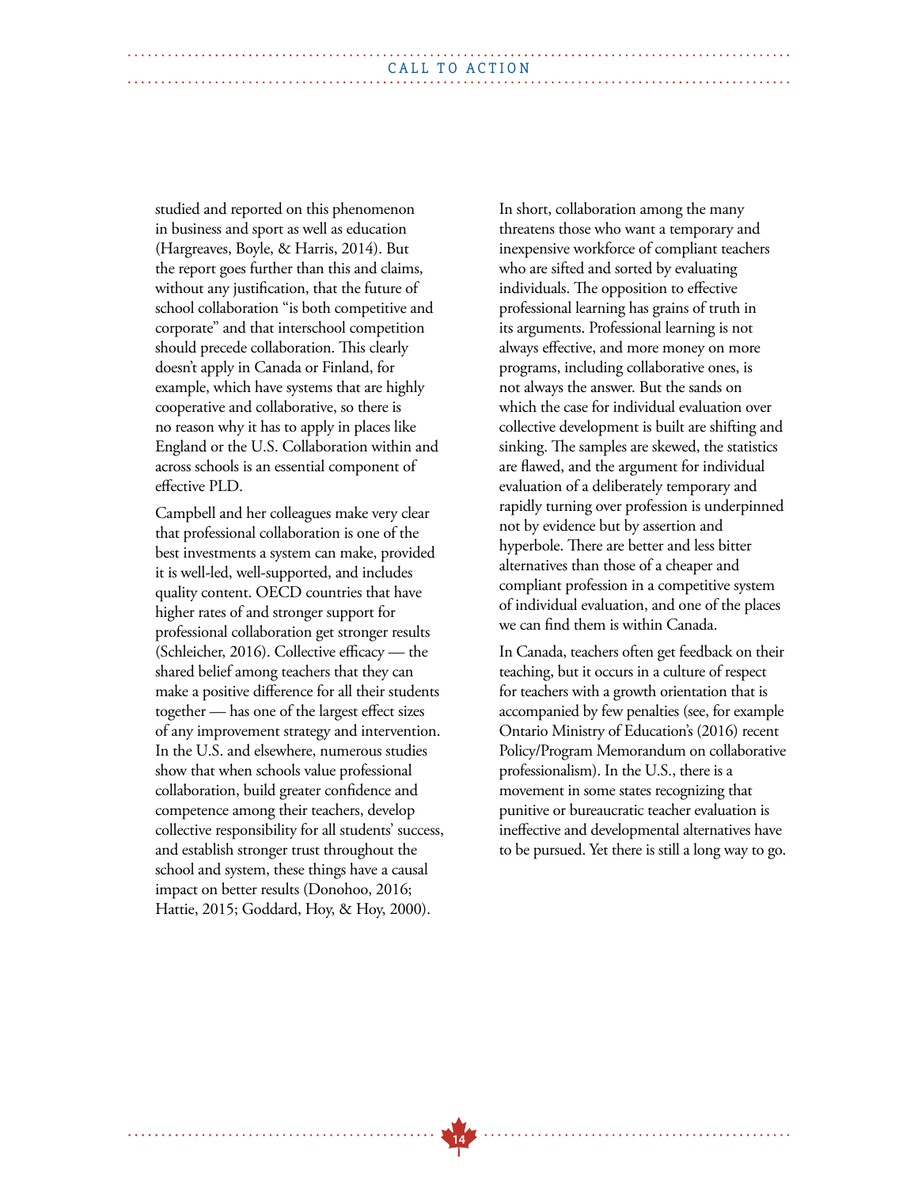studied and reported on this phenomenon in business and sport as well as education (Hargreaves, Boyle, & Harris, 2014). But the report goes further than this and claims, without any justification, that the future of school collaboration "is both competitive and corporate" and that interschool competition should precede collaboration. This clearly doesn't apply in Canada or Finland, for example, which have systems that are highly cooperative and collaborative, so there is no reason why it has to apply in places like England or the U.S. Collaboration within and across schools is an essential component of effective PLD.

Campbell and her colleagues make very clear that professional collaboration is one of the best investments a system can make, provided it is well-led, well-supported, and includes quality content. OECD countries that have higher rates of and stronger support for professional collaboration get stronger results (Schleicher, 2016). Collective efficacy — the shared belief among teachers that they can make a positive difference for all their students together — has one of the largest effect sizes of any improvement strategy and intervention. In the U.S. and elsewhere, numerous studies show that when schools value professional collaboration, build greater confidence and competence among their teachers, develop collective responsibility for all students' success, and establish stronger trust throughout the school and system, these things have a causal impact on better results (Donohoo, 2016; Hattie, 2015; Goddard, Hoy, & Hoy, 2000).

In short, collaboration among the many threatens those who want a temporary and inexpensive workforce of compliant teachers who are sifted and sorted by evaluating individuals. The opposition to effective professional learning has grains of truth in its arguments. Professional learning is not always effective, and more money on more programs, including collaborative ones, is not always the answer. But the sands on which the case for individual evaluation over collective development is built are shifting and sinking. The samples are skewed, the statistics are flawed, and the argument for individual evaluation of a deliberately temporary and rapidly turning over profession is underpinned not by evidence but by assertion and hyperbole. There are better and less bitter alternatives than those of a cheaper and compliant profession in a competitive system of individual evaluation, and one of the places we can find them is within Canada.

In Canada, teachers often get feedback on their teaching, but it occurs in a culture of respect for teachers with a growth orientation that is accompanied by few penalties (see, for example Ontario Ministry of Education's (2016) recent Policy/Program Memorandum on collaborative professionalism). In the U.S., there is a movement in some states recognizing that punitive or bureaucratic teacher evaluation is ineffective and developmental alternatives have to be pursued. Yet there is still a long way to go.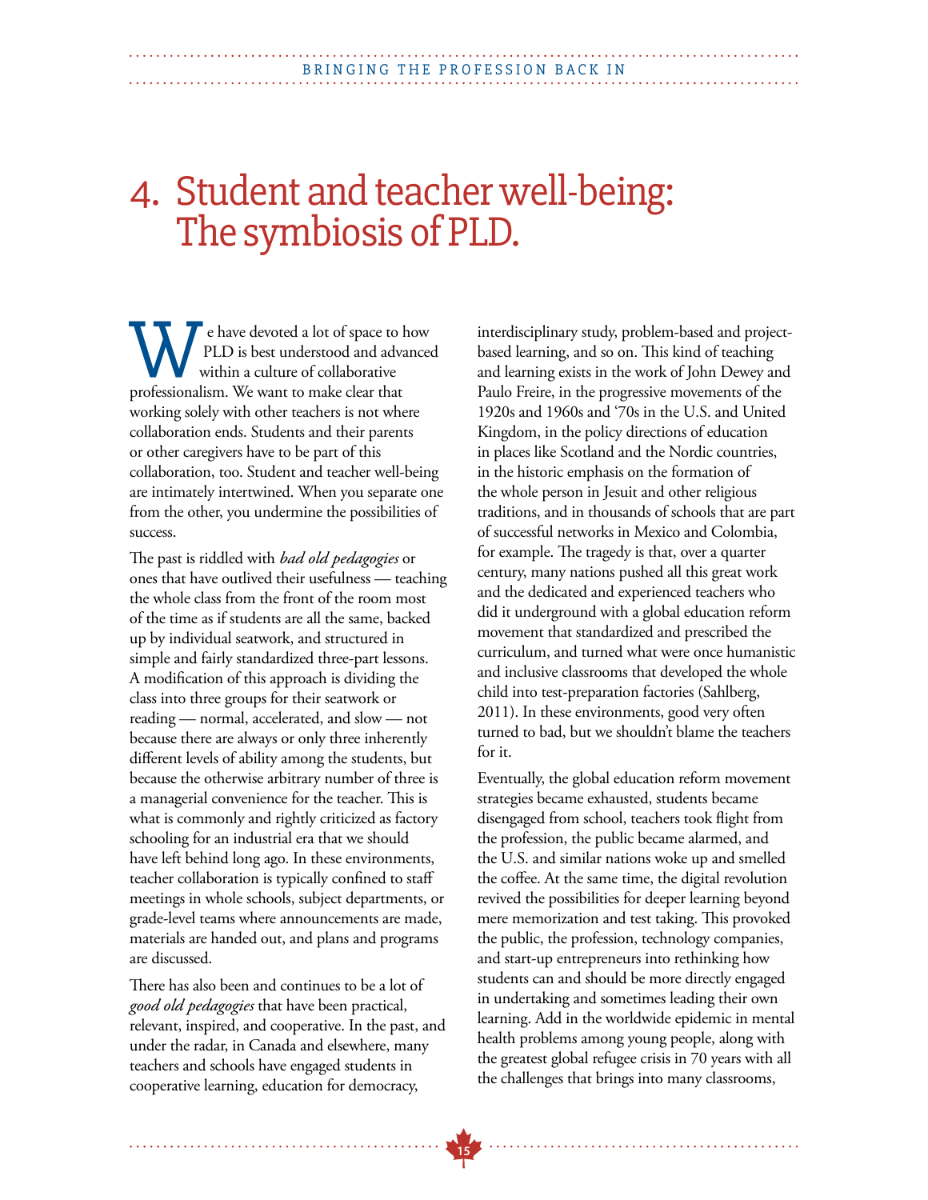# 4. Student and teacher well-being: The symbiosis of PLD.

We have devoted a lot of space to how PLD is best understood and advanced within a culture of collaborative professionalism. We want to make clear that working solely with other teachers is not where collaboration ends. Students and their parents or other caregivers have to be part of this collaboration, too. Student and teacher well-being are intimately intertwined. When you separate one from the other, you undermine the possibilities of success.

The past is riddled with *bad old pedagogies* or ones that have outlived their usefulness — teaching the whole class from the front of the room most of the time as if students are all the same, backed up by individual seatwork, and structured in simple and fairly standardized three-part lessons. A modification of this approach is dividing the class into three groups for their seatwork or reading — normal, accelerated, and slow — not because there are always or only three inherently different levels of ability among the students, but because the otherwise arbitrary number of three is a managerial convenience for the teacher. This is what is commonly and rightly criticized as factory schooling for an industrial era that we should have left behind long ago. In these environments, teacher collaboration is typically confined to staff meetings in whole schools, subject departments, or grade-level teams where announcements are made, materials are handed out, and plans and programs are discussed.

There has also been and continues to be a lot of *good old pedagogies* that have been practical, relevant, inspired, and cooperative. In the past, and under the radar, in Canada and elsewhere, many teachers and schools have engaged students in cooperative learning, education for democracy, interdisciplinary study, problem-based and project-based learning, and so on. This kind of teaching and learning exists in the work of John Dewey and Paulo Freire, in the progressive movements of the 1920s and 1960s and '70s in the U.S. and United Kingdom, in the policy directions of education in places like Scotland and the Nordic countries, in the historic emphasis on the formation of the whole person in Jesuit and other religious traditions, and in thousands of schools that are part of successful networks in Mexico and Colombia, for example. The tragedy is that, over a quarter century, many nations pushed all this great work and the dedicated and experienced teachers who did it underground with a global education reform movement that standardized and prescribed the curriculum, and turned what were once humanistic and inclusive classrooms that developed the whole child into test-preparation factories (Sahlberg, 2011). In these environments, good very often turned to bad, but we shouldn't blame the teachers for it.

Eventually, the global education reform movement strategies became exhausted, students became disengaged from school, teachers took flight from the profession, the public became alarmed, and the U.S. and similar nations woke up and smelled the coffee. At the same time, the digital revolution revived the possibilities for deeper learning beyond mere memorization and test taking. This provoked the public, the profession, technology companies, and start-up entrepreneurs into rethinking how students can and should be more directly engaged in undertaking and sometimes leading their own learning. Add in the worldwide epidemic in mental health problems among young people, along with the greatest global refugee crisis in 70 years with all the challenges that brings into many classrooms,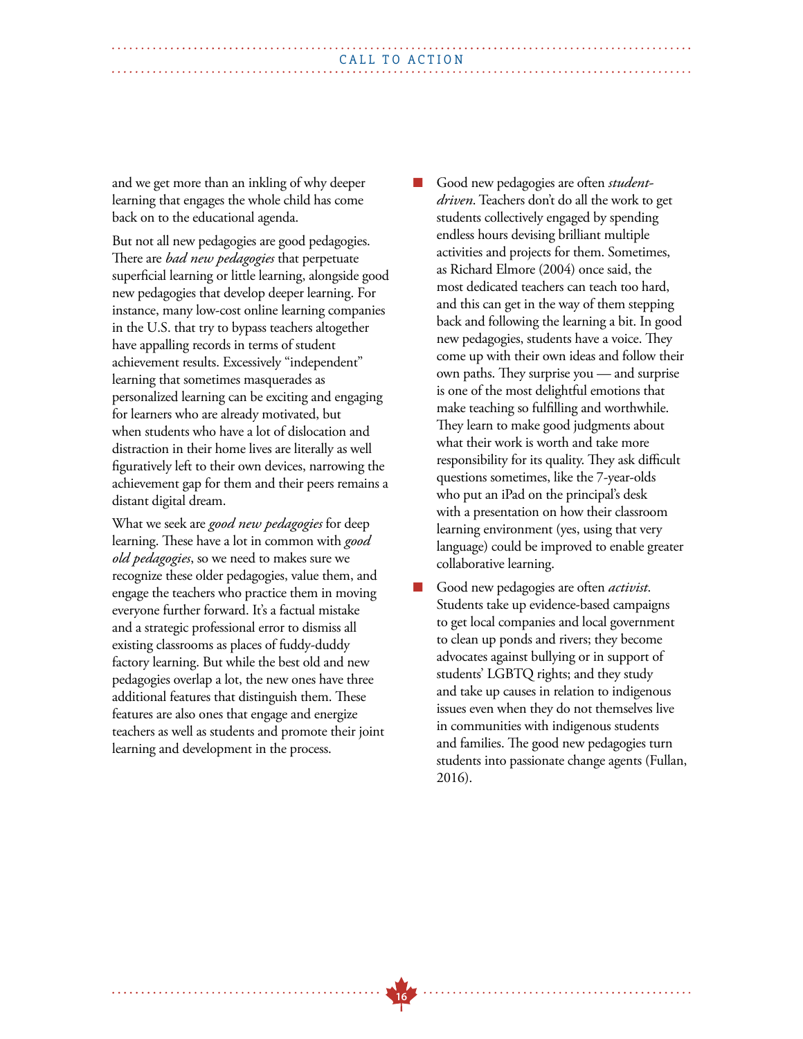and we get more than an inkling of why deeper learning that engages the whole child has come back on to the educational agenda.

But not all new pedagogies are good pedagogies. There are *bad new pedagogies* that perpetuate superficial learning or little learning, alongside good new pedagogies that develop deeper learning. For instance, many low-cost online learning companies in the U.S. that try to bypass teachers altogether have appalling records in terms of student achievement results. Excessively "independent" learning that sometimes masquerades as personalized learning can be exciting and engaging for learners who are already motivated, but when students who have a lot of dislocation and distraction in their home lives are literally as well figuratively left to their own devices, narrowing the achievement gap for them and their peers remains a distant digital dream.

What we seek are *good new pedagogies* for deep learning. These have a lot in common with *good old pedagogies*, so we need to makes sure we recognize these older pedagogies, value them, and engage the teachers who practice them in moving everyone further forward. It's a factual mistake and a strategic professional error to dismiss all existing classrooms as places of fuddy-duddy factory learning. But while the best old and new pedagogies overlap a lot, the new ones have three additional features that distinguish them. These features are also ones that engage and energize teachers as well as students and promote their joint learning and development in the process.

- Good new pedagogies are often *student-driven*. Teachers don't do all the work to get students collectively engaged by spending endless hours devising brilliant multiple activities and projects for them. Sometimes, as Richard Elmore (2004) once said, the most dedicated teachers can teach too hard, and this can get in the way of them stepping back and following the learning a bit. In good new pedagogies, students have a voice. They come up with their own ideas and follow their own paths. They surprise you — and surprise is one of the most delightful emotions that make teaching so fulfilling and worthwhile. They learn to make good judgments about what their work is worth and take more responsibility for its quality. They ask difficult questions sometimes, like the 7-year-olds who put an iPad on the principal's desk with a presentation on how their classroom learning environment (yes, using that very language) could be improved to enable greater collaborative learning.
- Good new pedagogies are often *activist*. Students take up evidence-based campaigns to get local companies and local government to clean up ponds and rivers; they become advocates against bullying or in support of students' LGBTQ rights; and they study and take up causes in relation to indigenous issues even when they do not themselves live in communities with indigenous students and families. The good new pedagogies turn students into passionate change agents (Fullan, 2016).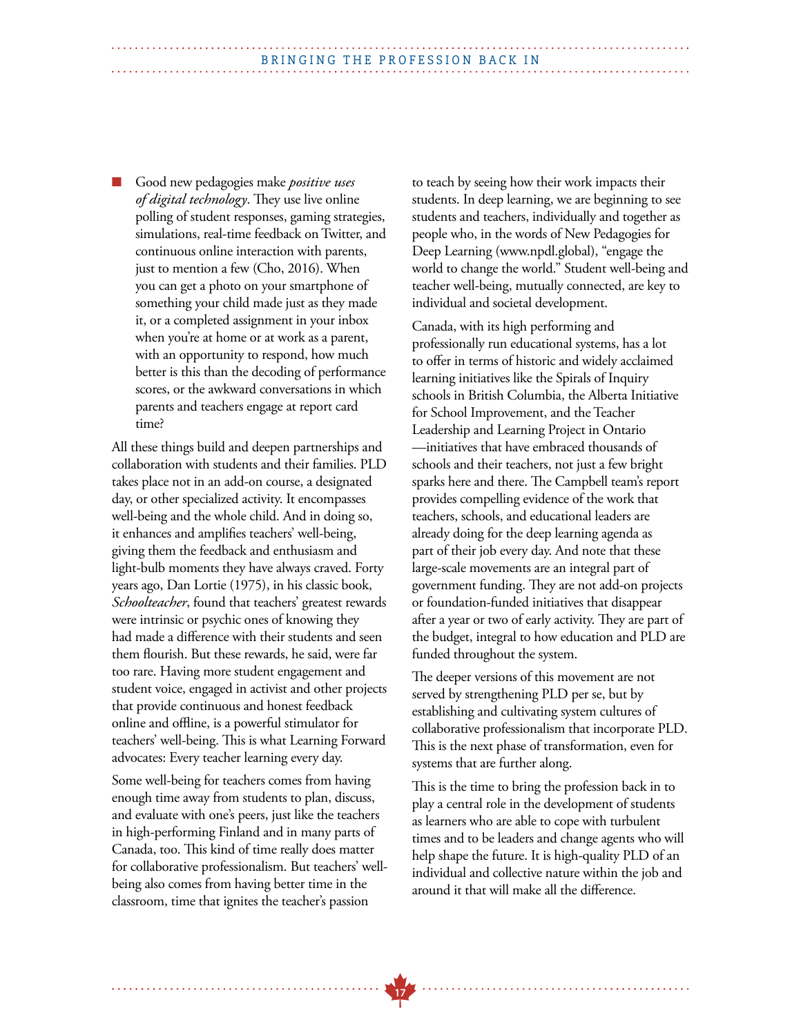- Good new pedagogies make *positive uses of digital technology*. They use live online polling of student responses, gaming strategies, simulations, real-time feedback on Twitter, and continuous online interaction with parents, just to mention a few (Cho, 2016). When you can get a photo on your smartphone of something your child made just as they made it, or a completed assignment in your inbox when you're at home or at work as a parent, with an opportunity to respond, how much better is this than the decoding of performance scores, or the awkward conversations in which parents and teachers engage at report card time?

All these things build and deepen partnerships and collaboration with students and their families. PLD takes place not in an add-on course, a designated day, or other specialized activity. It encompasses well-being and the whole child. And in doing so, it enhances and amplifies teachers' well-being, giving them the feedback and enthusiasm and light-bulb moments they have always craved. Forty years ago, Dan Lortie (1975), in his classic book, *Schoolteacher*, found that teachers' greatest rewards were intrinsic or psychic ones of knowing they had made a difference with their students and seen them flourish. But these rewards, he said, were far too rare. Having more student engagement and student voice, engaged in activist and other projects that provide continuous and honest feedback online and offline, is a powerful stimulator for teachers' well-being. This is what Learning Forward advocates: Every teacher learning every day.

Some well-being for teachers comes from having enough time away from students to plan, discuss, and evaluate with one's peers, just like the teachers in high-performing Finland and in many parts of Canada, too. This kind of time really does matter for collaborative professionalism. But teachers' well-being also comes from having better time in the classroom, time that ignites the teacher's passion to teach by seeing how their work impacts their students. In deep learning, we are beginning to see students and teachers, individually and together as people who, in the words of New Pedagogies for Deep Learning (www.npdl.global), "engage the world to change the world." Student well-being and teacher well-being, mutually connected, are key to individual and societal development.

Canada, with its high performing and professionally run educational systems, has a lot to offer in terms of historic and widely acclaimed learning initiatives like the Spirals of Inquiry schools in British Columbia, the Alberta Initiative for School Improvement, and the Teacher Leadership and Learning Project in Ontario —initiatives that have embraced thousands of schools and their teachers, not just a few bright sparks here and there. The Campbell team's report provides compelling evidence of the work that teachers, schools, and educational leaders are already doing for the deep learning agenda as part of their job every day. And note that these large-scale movements are an integral part of government funding. They are not add-on projects or foundation-funded initiatives that disappear after a year or two of early activity. They are part of the budget, integral to how education and PLD are funded throughout the system.

The deeper versions of this movement are not served by strengthening PLD per se, but by establishing and cultivating system cultures of collaborative professionalism that incorporate PLD. This is the next phase of transformation, even for systems that are further along.

This is the time to bring the profession back in to play a central role in the development of students as learners who are able to cope with turbulent times and to be leaders and change agents who will help shape the future. It is high-quality PLD of an individual and collective nature within the job and around it that will make all the difference.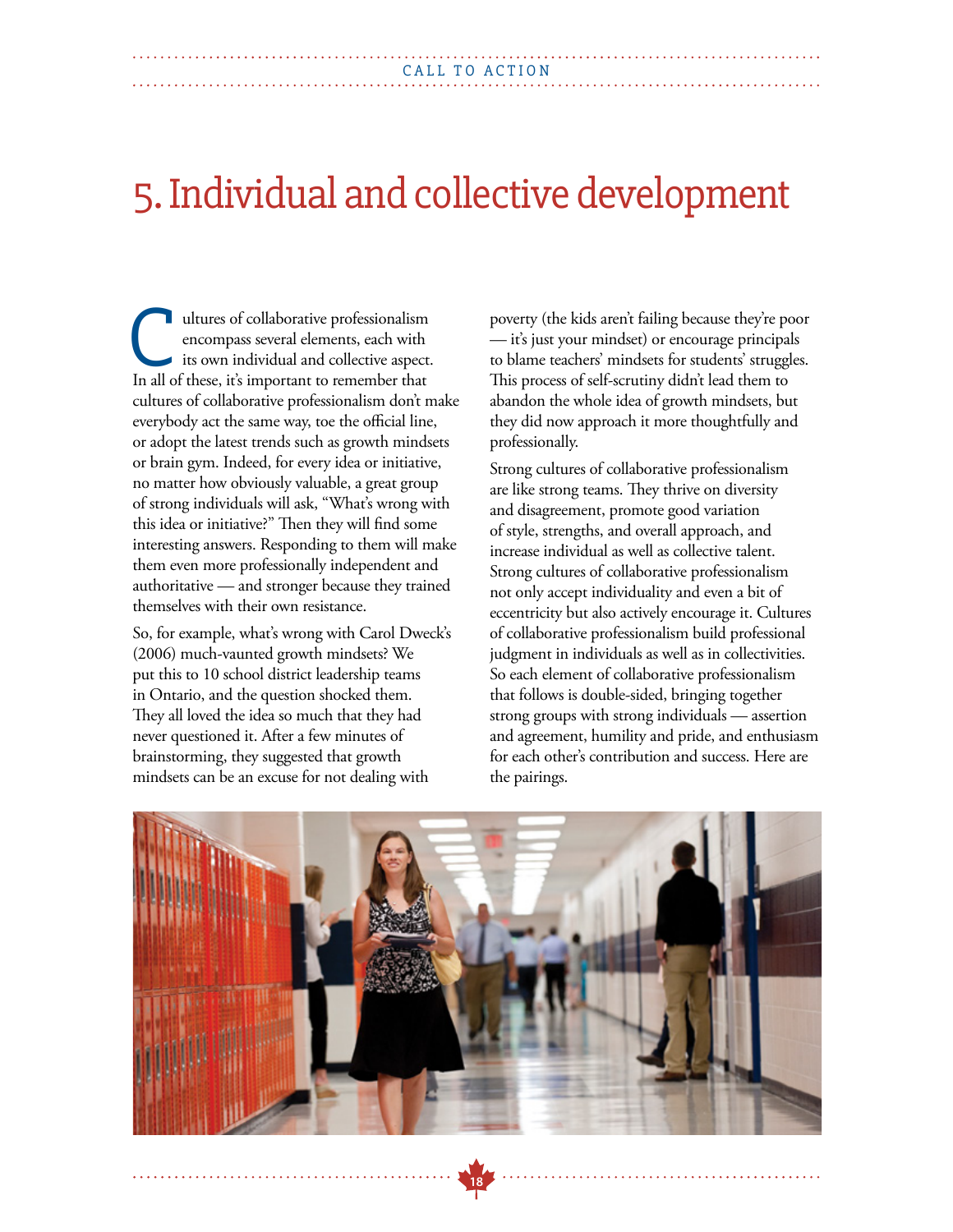# 5. Individual and collective development

Cultures of collaborative professionalism encompass several elements, each with its own individual and collective aspect. In all of these, it's important to remember that cultures of collaborative professionalism don't make everybody act the same way, toe the official line, or adopt the latest trends such as growth mindsets or brain gym. Indeed, for every idea or initiative, no matter how obviously valuable, a great group of strong individuals will ask, "What's wrong with this idea or initiative?" Then they will find some interesting answers. Responding to them will make them even more professionally independent and authoritative — and stronger because they trained themselves with their own resistance.

So, for example, what's wrong with Carol Dweck's (2006) much-vaunted growth mindsets? We put this to 10 school district leadership teams in Ontario, and the question shocked them. They all loved the idea so much that they had never questioned it. After a few minutes of brainstorming, they suggested that growth mindsets can be an excuse for not dealing with poverty (the kids aren't failing because they're poor — it's just your mindset) or encourage principals to blame teachers' mindsets for students' struggles. This process of self-scrutiny didn't lead them to abandon the whole idea of growth mindsets, but they did now approach it more thoughtfully and professionally.

Strong cultures of collaborative professionalism are like strong teams. They thrive on diversity and disagreement, promote good variation of style, strengths, and overall approach, and increase individual as well as collective talent. Strong cultures of collaborative professionalism not only accept individuality and even a bit of eccentricity but also actively encourage it. Cultures of collaborative professionalism build professional judgment in individuals as well as in collectivities. So each element of collaborative professionalism that follows is double-sided, bringing together strong groups with strong individuals — assertion and agreement, humility and pride, and enthusiasm for each other's contribution and success. Here are the pairings.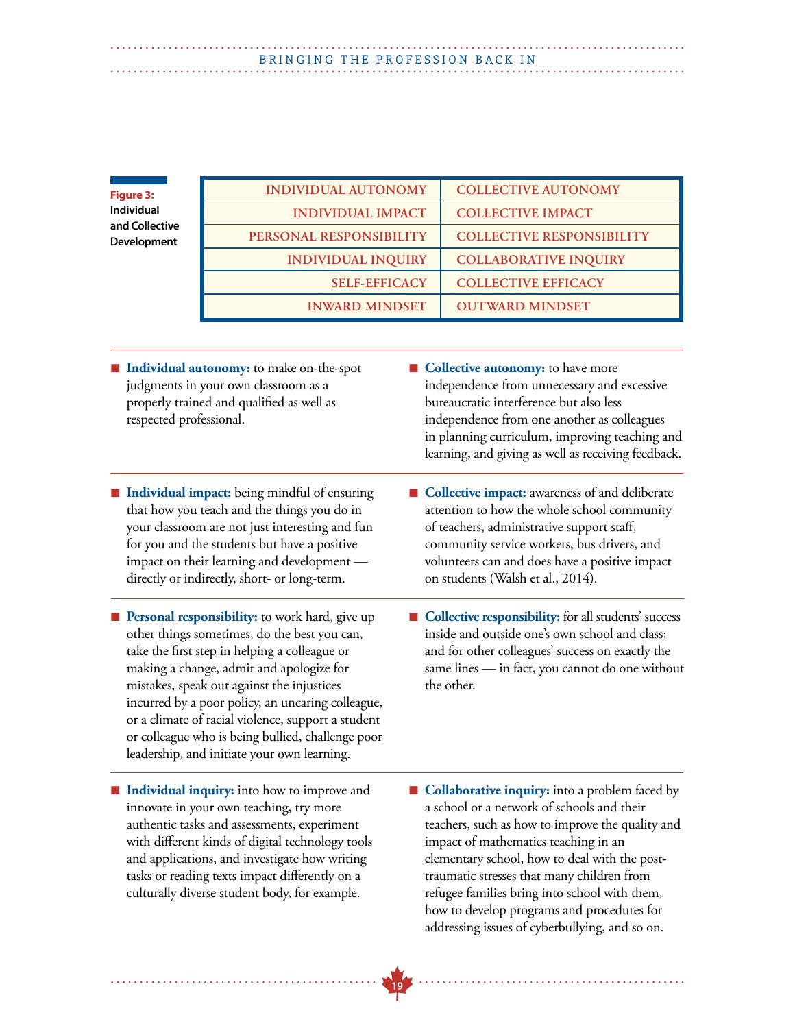**Figure 3: Individual and Collective Development**

| INDIVIDUAL AUTONOMY | COLLECTIVE AUTONOMY |
|---|---|
| INDIVIDUAL IMPACT | COLLECTIVE IMPACT |
| PERSONAL RESPONSIBILITY | COLLECTIVE RESPONSIBILITY |
| INDIVIDUAL INQUIRY | COLLABORATIVE INQUIRY |
| SELF-EFFICACY | COLLECTIVE EFFICACY |
| INWARD MINDSET | OUTWARD MINDSET |

- **Individual autonomy:** to make on-the-spot judgments in your own classroom as a properly trained and qualified as well as respected professional.

- **Collective autonomy:** to have more independence from unnecessary and excessive bureaucratic interference but also less independence from one another as colleagues in planning curriculum, improving teaching and learning, and giving as well as receiving feedback.

- **Individual impact:** being mindful of ensuring that how you teach and the things you do in your classroom are not just interesting and fun for you and the students but have a positive impact on their learning and development — directly or indirectly, short- or long-term.

- **Collective impact:** awareness of and deliberate attention to how the whole school community of teachers, administrative support staff, community service workers, bus drivers, and volunteers can and does have a positive impact on students (Walsh et al., 2014).

- **Personal responsibility:** to work hard, give up other things sometimes, do the best you can, take the first step in helping a colleague or making a change, admit and apologize for mistakes, speak out against the injustices incurred by a poor policy, an uncaring colleague, or a climate of racial violence, support a student or colleague who is being bullied, challenge poor leadership, and initiate your own learning.

- **Collective responsibility:** for all students' success inside and outside one's own school and class; and for other colleagues' success on exactly the same lines — in fact, you cannot do one without the other.

- **Individual inquiry:** into how to improve and innovate in your own teaching, try more authentic tasks and assessments, experiment with different kinds of digital technology tools and applications, and investigate how writing tasks or reading texts impact differently on a culturally diverse student body, for example.

- **Collaborative inquiry:** into a problem faced by a school or a network of schools and their teachers, such as how to improve the quality and impact of mathematics teaching in an elementary school, how to deal with the post-traumatic stresses that many children from refugee families bring into school with them, how to develop programs and procedures for addressing issues of cyberbullying, and so on.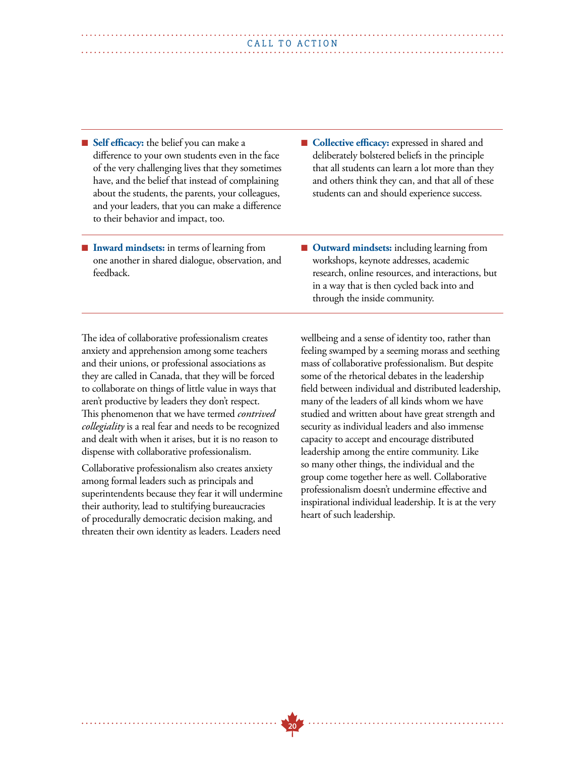- **Self efficacy:** the belief you can make a difference to your own students even in the face of the very challenging lives that they sometimes have, and the belief that instead of complaining about the students, the parents, your colleagues, and your leaders, that you can make a difference to their behavior and impact, too.
- **Collective efficacy:** expressed in shared and deliberately bolstered beliefs in the principle that all students can learn a lot more than they and others think they can, and that all of these students can and should experience success.
- **Inward mindsets:** in terms of learning from one another in shared dialogue, observation, and feedback.
- **Outward mindsets:** including learning from workshops, keynote addresses, academic research, online resources, and interactions, but in a way that is then cycled back into and through the inside community.

The idea of collaborative professionalism creates anxiety and apprehension among some teachers and their unions, or professional associations as they are called in Canada, that they will be forced to collaborate on things of little value in ways that aren't productive by leaders they don't respect. This phenomenon that we have termed *contrived collegiality* is a real fear and needs to be recognized and dealt with when it arises, but it is no reason to dispense with collaborative professionalism.

Collaborative professionalism also creates anxiety among formal leaders such as principals and superintendents because they fear it will undermine their authority, lead to stultifying bureaucracies of procedurally democratic decision making, and threaten their own identity as leaders. Leaders need wellbeing and a sense of identity too, rather than feeling swamped by a seeming morass and seething mass of collaborative professionalism. But despite some of the rhetorical debates in the leadership field between individual and distributed leadership, many of the leaders of all kinds whom we have studied and written about have great strength and security as individual leaders and also immense capacity to accept and encourage distributed leadership among the entire community. Like so many other things, the individual and the group come together here as well. Collaborative professionalism doesn't undermine effective and inspirational individual leadership. It is at the very heart of such leadership.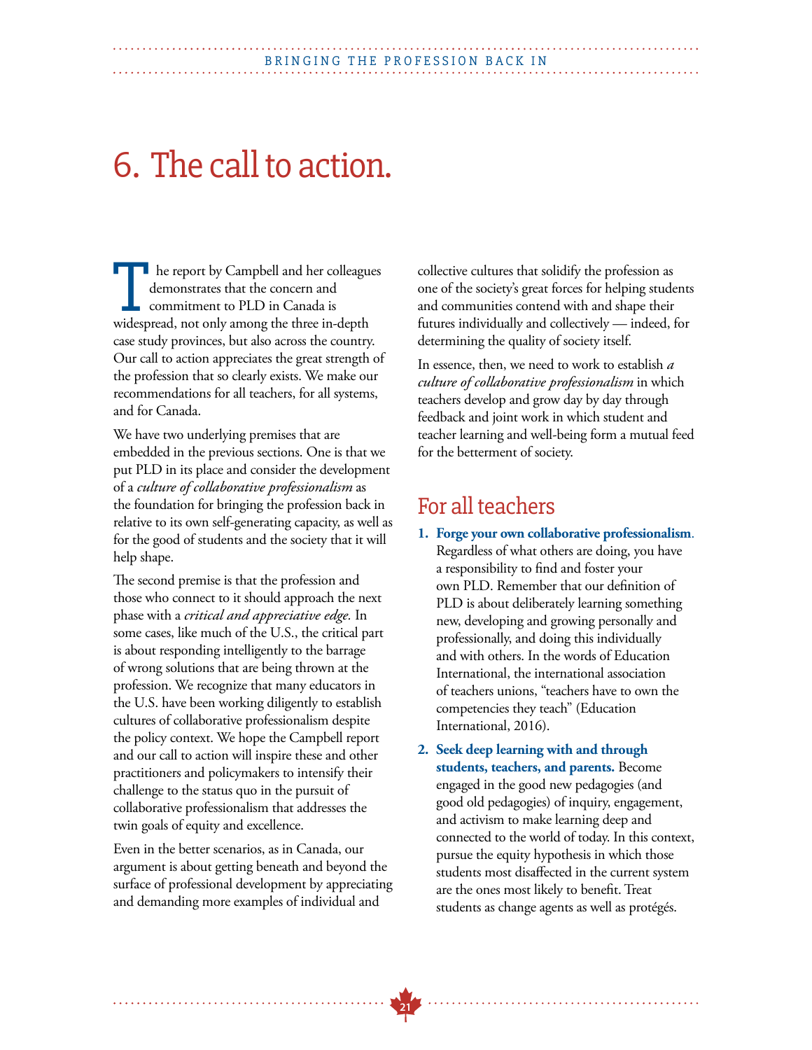# 6. The call to action.

The report by Campbell and her colleagues demonstrates that the concern and commitment to PLD in Canada is widespread, not only among the three in-depth case study provinces, but also across the country. Our call to action appreciates the great strength of the profession that so clearly exists. We make our recommendations for all teachers, for all systems, and for Canada.

We have two underlying premises that are embedded in the previous sections. One is that we put PLD in its place and consider the development of a *culture of collaborative professionalism* as the foundation for bringing the profession back in relative to its own self-generating capacity, as well as for the good of students and the society that it will help shape.

The second premise is that the profession and those who connect to it should approach the next phase with a *critical and appreciative edge.* In some cases, like much of the U.S., the critical part is about responding intelligently to the barrage of wrong solutions that are being thrown at the profession. We recognize that many educators in the U.S. have been working diligently to establish cultures of collaborative professionalism despite the policy context. We hope the Campbell report and our call to action will inspire these and other practitioners and policymakers to intensify their challenge to the status quo in the pursuit of collaborative professionalism that addresses the twin goals of equity and excellence.

Even in the better scenarios, as in Canada, our argument is about getting beneath and beyond the surface of professional development by appreciating and demanding more examples of individual and collective cultures that solidify the profession as one of the society's great forces for helping students and communities contend with and shape their futures individually and collectively — indeed, for determining the quality of society itself.

In essence, then, we need to work to establish *a culture of collaborative professionalism* in which teachers develop and grow day by day through feedback and joint work in which student and teacher learning and well-being form a mutual feed for the betterment of society.

## For all teachers

1. **Forge your own collaborative professionalism**. Regardless of what others are doing, you have a responsibility to find and foster your own PLD. Remember that our definition of PLD is about deliberately learning something new, developing and growing personally and professionally, and doing this individually and with others. In the words of Education International, the international association of teachers unions, "teachers have to own the competencies they teach" (Education International, 2016).
2. **Seek deep learning with and through students, teachers, and parents.** Become engaged in the good new pedagogies (and good old pedagogies) of inquiry, engagement, and activism to make learning deep and connected to the world of today. In this context, pursue the equity hypothesis in which those students most disaffected in the current system are the ones most likely to benefit. Treat students as change agents as well as protégés.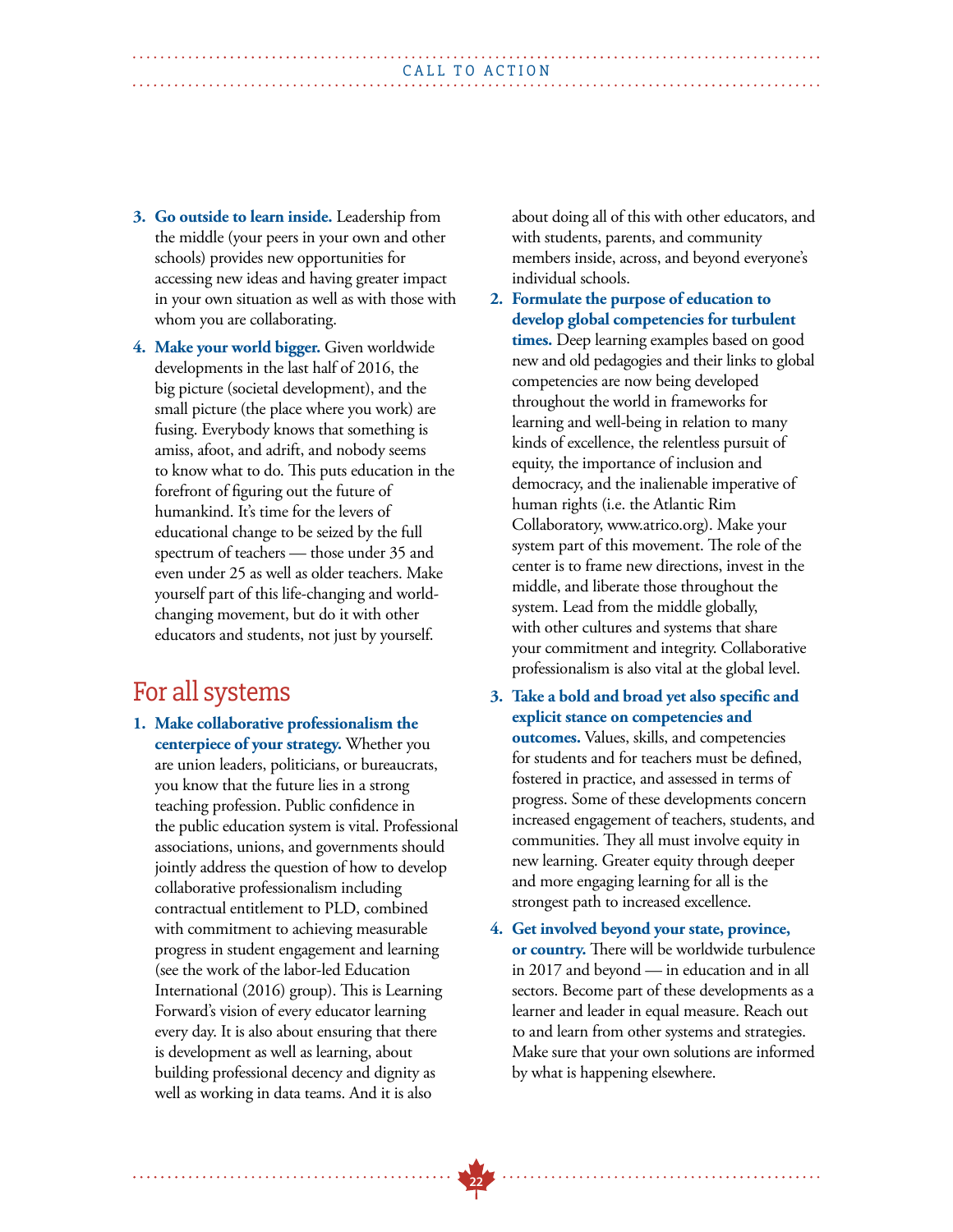3. **Go outside to learn inside.** Leadership from the middle (your peers in your own and other schools) provides new opportunities for accessing new ideas and having greater impact in your own situation as well as with those with whom you are collaborating.

4. **Make your world bigger.** Given worldwide developments in the last half of 2016, the big picture (societal development), and the small picture (the place where you work) are fusing. Everybody knows that something is amiss, afoot, and adrift, and nobody seems to know what to do. This puts education in the forefront of figuring out the future of humankind. It's time for the levers of educational change to be seized by the full spectrum of teachers — those under 35 and even under 25 as well as older teachers. Make yourself part of this life-changing and world-changing movement, but do it with other educators and students, not just by yourself.

## For all systems

1. **Make collaborative professionalism the centerpiece of your strategy.** Whether you are union leaders, politicians, or bureaucrats, you know that the future lies in a strong teaching profession. Public confidence in the public education system is vital. Professional associations, unions, and governments should jointly address the question of how to develop collaborative professionalism including contractual entitlement to PLD, combined with commitment to achieving measurable progress in student engagement and learning (see the work of the labor-led Education International (2016) group). This is Learning Forward's vision of every educator learning every day. It is also about ensuring that there is development as well as learning, about building professional decency and dignity as well as working in data teams. And it is also about doing all of this with other educators, and with students, parents, and community members inside, across, and beyond everyone's individual schools.

2. **Formulate the purpose of education to develop global competencies for turbulent times.** Deep learning examples based on good new and old pedagogies and their links to global competencies are now being developed throughout the world in frameworks for learning and well-being in relation to many kinds of excellence, the relentless pursuit of equity, the importance of inclusion and democracy, and the inalienable imperative of human rights (i.e. the Atlantic Rim Collaboratory, www.atrico.org). Make your system part of this movement. The role of the center is to frame new directions, invest in the middle, and liberate those throughout the system. Lead from the middle globally, with other cultures and systems that share your commitment and integrity. Collaborative professionalism is also vital at the global level.

3. **Take a bold and broad yet also specific and explicit stance on competencies and outcomes.** Values, skills, and competencies for students and for teachers must be defined, fostered in practice, and assessed in terms of progress. Some of these developments concern increased engagement of teachers, students, and communities. They all must involve equity in new learning. Greater equity through deeper and more engaging learning for all is the strongest path to increased excellence.

4. **Get involved beyond your state, province, or country.** There will be worldwide turbulence in 2017 and beyond — in education and in all sectors. Become part of these developments as a learner and leader in equal measure. Reach out to and learn from other systems and strategies. Make sure that your own solutions are informed by what is happening elsewhere.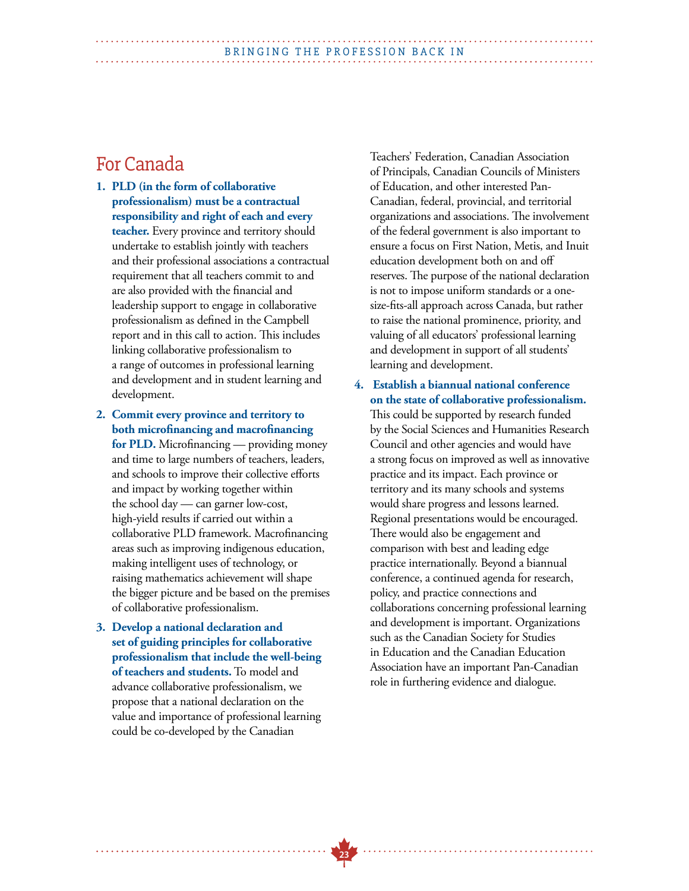## For Canada

1. **PLD (in the form of collaborative professionalism) must be a contractual responsibility and right of each and every teacher.** Every province and territory should undertake to establish jointly with teachers and their professional associations a contractual requirement that all teachers commit to and are also provided with the financial and leadership support to engage in collaborative professionalism as defined in the Campbell report and in this call to action. This includes linking collaborative professionalism to a range of outcomes in professional learning and development and in student learning and development.

2. **Commit every province and territory to both microfinancing and macrofinancing for PLD.** Microfinancing — providing money and time to large numbers of teachers, leaders, and schools to improve their collective efforts and impact by working together within the school day — can garner low-cost, high-yield results if carried out within a collaborative PLD framework. Macrofinancing areas such as improving indigenous education, making intelligent uses of technology, or raising mathematics achievement will shape the bigger picture and be based on the premises of collaborative professionalism.

3. **Develop a national declaration and set of guiding principles for collaborative professionalism that include the well-being of teachers and students.** To model and advance collaborative professionalism, we propose that a national declaration on the value and importance of professional learning could be co-developed by the Canadian Teachers' Federation, Canadian Association of Principals, Canadian Councils of Ministers of Education, and other interested Pan-Canadian, federal, provincial, and territorial organizations and associations. The involvement of the federal government is also important to ensure a focus on First Nation, Metis, and Inuit education development both on and off reserves. The purpose of the national declaration is not to impose uniform standards or a one-size-fits-all approach across Canada, but rather to raise the national prominence, priority, and valuing of all educators' professional learning and development in support of all students' learning and development.

4. **Establish a biannual national conference on the state of collaborative professionalism.** This could be supported by research funded by the Social Sciences and Humanities Research Council and other agencies and would have a strong focus on improved as well as innovative practice and its impact. Each province or territory and its many schools and systems would share progress and lessons learned. Regional presentations would be encouraged. There would also be engagement and comparison with best and leading edge practice internationally. Beyond a biannual conference, a continued agenda for research, policy, and practice connections and collaborations concerning professional learning and development is important. Organizations such as the Canadian Society for Studies in Education and the Canadian Education Association have an important Pan-Canadian role in furthering evidence and dialogue.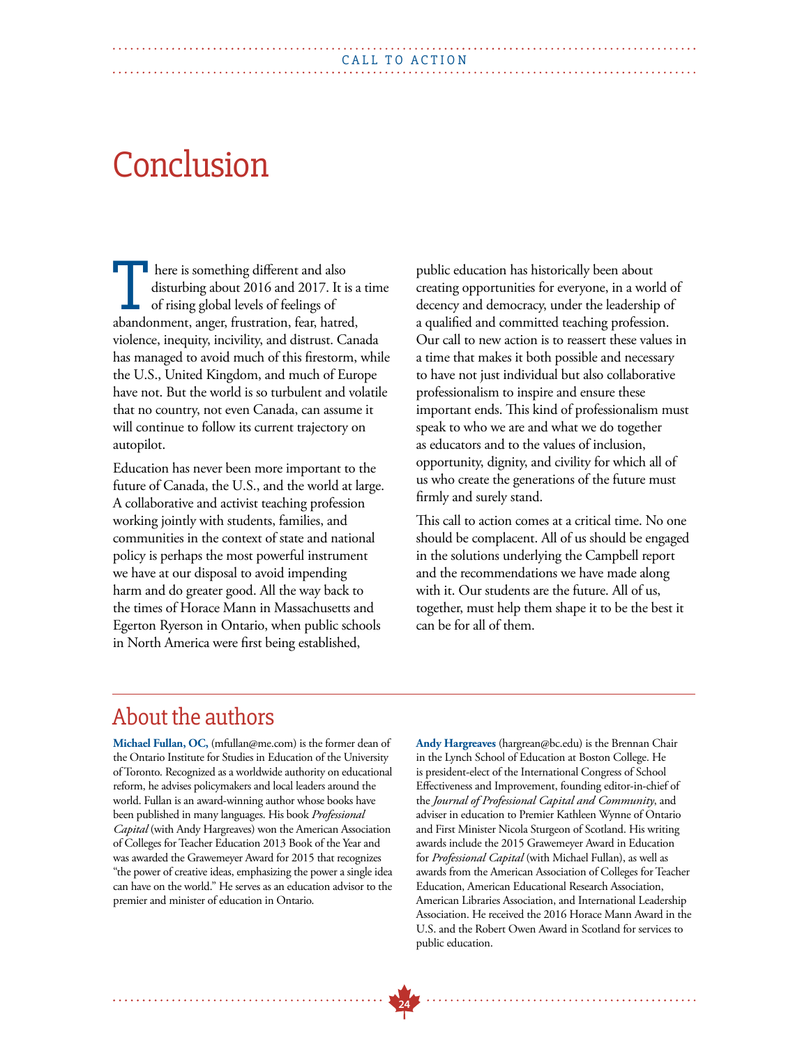# Conclusion

There is something different and also disturbing about 2016 and 2017. It is a time of rising global levels of feelings of abandonment, anger, frustration, fear, hatred, violence, inequity, incivility, and distrust. Canada has managed to avoid much of this firestorm, while the U.S., United Kingdom, and much of Europe have not. But the world is so turbulent and volatile that no country, not even Canada, can assume it will continue to follow its current trajectory on autopilot.

Education has never been more important to the future of Canada, the U.S., and the world at large. A collaborative and activist teaching profession working jointly with students, families, and communities in the context of state and national policy is perhaps the most powerful instrument we have at our disposal to avoid impending harm and do greater good. All the way back to the times of Horace Mann in Massachusetts and Egerton Ryerson in Ontario, when public schools in North America were first being established, public education has historically been about creating opportunities for everyone, in a world of decency and democracy, under the leadership of a qualified and committed teaching profession. Our call to new action is to reassert these values in a time that makes it both possible and necessary to have not just individual but also collaborative professionalism to inspire and ensure these important ends. This kind of professionalism must speak to who we are and what we do together as educators and to the values of inclusion, opportunity, dignity, and civility for which all of us who create the generations of the future must firmly and surely stand.

This call to action comes at a critical time. No one should be complacent. All of us should be engaged in the solutions underlying the Campbell report and the recommendations we have made along with it. Our students are the future. All of us, together, must help them shape it to be the best it can be for all of them.

## About the authors

**Michael Fullan, OC,** (mfullan@me.com) is the former dean of the Ontario Institute for Studies in Education of the University of Toronto. Recognized as a worldwide authority on educational reform, he advises policymakers and local leaders around the world. Fullan is an award-winning author whose books have been published in many languages. His book *Professional Capital* (with Andy Hargreaves) won the American Association of Colleges for Teacher Education 2013 Book of the Year and was awarded the Grawemeyer Award for 2015 that recognizes "the power of creative ideas, emphasizing the power a single idea can have on the world." He serves as an education advisor to the premier and minister of education in Ontario.

**Andy Hargreaves** (hargrean@bc.edu) is the Brennan Chair in the Lynch School of Education at Boston College. He is president-elect of the International Congress of School Effectiveness and Improvement, founding editor-in-chief of the *Journal of Professional Capital and Community*, and adviser in education to Premier Kathleen Wynne of Ontario and First Minister Nicola Sturgeon of Scotland. His writing awards include the 2015 Grawemeyer Award in Education for *Professional Capital* (with Michael Fullan), as well as awards from the American Association of Colleges for Teacher Education, American Educational Research Association, American Libraries Association, and International Leadership Association. He received the 2016 Horace Mann Award in the U.S. and the Robert Owen Award in Scotland for services to public education.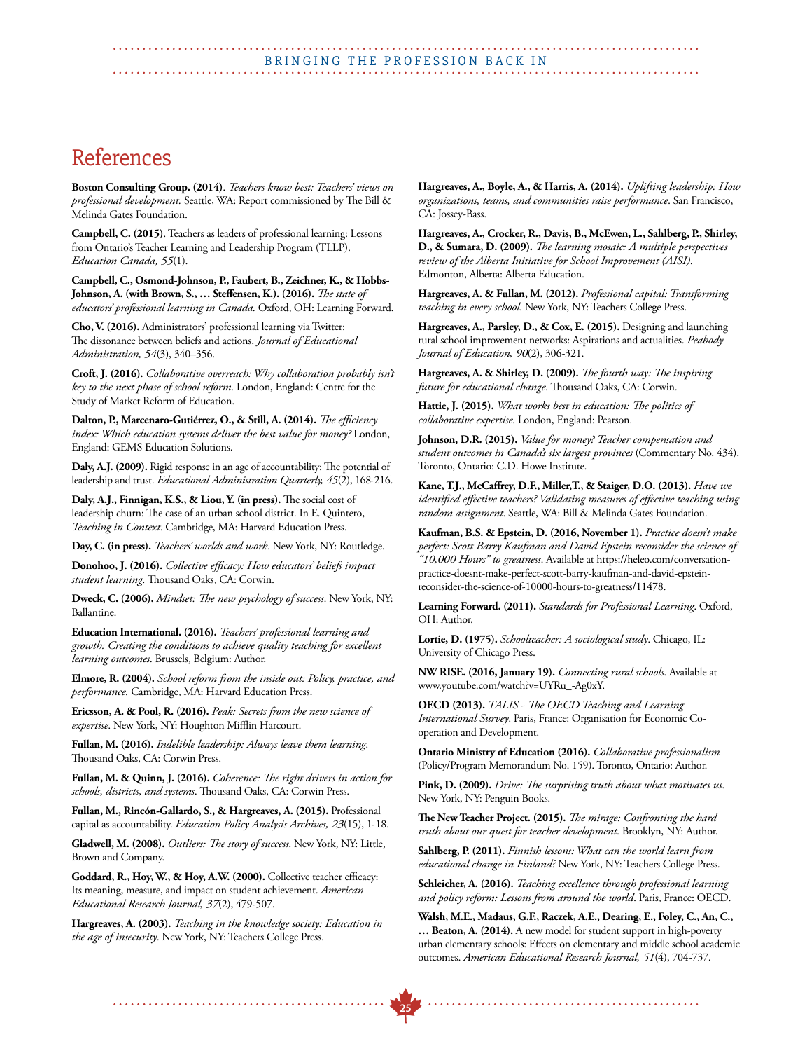# References

**Boston Consulting Group. (2014)**. *Teachers know best: Teachers' views on professional development.* Seattle, WA: Report commissioned by The Bill & Melinda Gates Foundation.

**Campbell, C. (2015)**. Teachers as leaders of professional learning: Lessons from Ontario's Teacher Learning and Leadership Program (TLLP). *Education Canada, 55*(1).

**Campbell, C., Osmond-Johnson, P., Faubert, B., Zeichner, K., & Hobbs-Johnson, A. (with Brown, S., … Steffensen, K.). (2016).** *The state of educators' professional learning in Canada.* Oxford, OH: Learning Forward.

**Cho, V. (2016).** Administrators' professional learning via Twitter: The dissonance between beliefs and actions. *Journal of Educational Administration, 54*(3), 340–356.

**Croft, J. (2016).** *Collaborative overreach: Why collaboration probably isn't key to the next phase of school reform.* London, England: Centre for the Study of Market Reform of Education.

**Dalton, P., Marcenaro-Gutiérrez, O., & Still, A. (2014).** *The efficiency index: Which education systems deliver the best value for money?* London, England: GEMS Education Solutions.

**Daly, A.J. (2009).** Rigid response in an age of accountability: The potential of leadership and trust. *Educational Administration Quarterly, 45*(2), 168-216.

**Daly, A.J., Finnigan, K.S., & Liou, Y. (in press).** The social cost of leadership churn: The case of an urban school district. In E. Quintero, *Teaching in Context*. Cambridge, MA: Harvard Education Press.

**Day, C. (in press).** *Teachers' worlds and work.* New York, NY: Routledge.

**Donohoo, J. (2016).** *Collective efficacy: How educators' beliefs impact student learning*. Thousand Oaks, CA: Corwin.

**Dweck, C. (2006).** *Mindset: The new psychology of success*. New York, NY: Ballantine.

**Education International. (2016).** *Teachers' professional learning and growth: Creating the conditions to achieve quality teaching for excellent learning outcomes*. Brussels, Belgium: Author.

**Elmore, R. (2004).** *School reform from the inside out: Policy, practice, and performance.* Cambridge, MA: Harvard Education Press.

**Ericsson, A. & Pool, R. (2016).** *Peak: Secrets from the new science of expertise*. New York, NY: Houghton Mifflin Harcourt.

**Fullan, M. (2016).** *Indelible leadership: Always leave them learning.* Thousand Oaks, CA: Corwin Press.

**Fullan, M. & Quinn, J. (2016).** *Coherence: The right drivers in action for schools, districts, and systems*. Thousand Oaks, CA: Corwin Press.

**Fullan, M., Rincón-Gallardo, S., & Hargreaves, A. (2015).** Professional capital as accountability. *Education Policy Analysis Archives, 23*(15), 1-18.

**Gladwell, M. (2008).** *Outliers: The story of success*. New York, NY: Little, Brown and Company.

**Goddard, R., Hoy, W., & Hoy, A.W. (2000).** Collective teacher efficacy: Its meaning, measure, and impact on student achievement. *American Educational Research Journal, 37*(2), 479-507.

**Hargreaves, A. (2003).** *Teaching in the knowledge society: Education in the age of insecurity*. New York, NY: Teachers College Press.

**Hargreaves, A., Boyle, A., & Harris, A. (2014).** *Uplifting leadership: How organizations, teams, and communities raise performance*. San Francisco, CA: Jossey-Bass.

**Hargreaves, A., Crocker, R., Davis, B., McEwen, L., Sahlberg, P., Shirley, D., & Sumara, D. (2009).** *The learning mosaic: A multiple perspectives review of the Alberta Initiative for School Improvement (AISI)*. Edmonton, Alberta: Alberta Education.

**Hargreaves, A. & Fullan, M. (2012).** *Professional capital: Transforming teaching in every school*. New York, NY: Teachers College Press.

**Hargreaves, A., Parsley, D., & Cox, E. (2015).** Designing and launching rural school improvement networks: Aspirations and actualities. *Peabody Journal of Education, 90*(2), 306-321.

**Hargreaves, A. & Shirley, D. (2009).** *The fourth way: The inspiring future for educational change*. Thousand Oaks, CA: Corwin.

**Hattie, J. (2015).** *What works best in education: The politics of collaborative expertise*. London, England: Pearson.

**Johnson, D.R. (2015).** *Value for money? Teacher compensation and student outcomes in Canada's six largest provinces* (Commentary No. 434). Toronto, Ontario: C.D. Howe Institute.

**Kane, T.J., McCaffrey, D.F., Miller,T., & Staiger, D.O. (2013).** *Have we identified effective teachers? Validating measures of effective teaching using random assignment*. Seattle, WA: Bill & Melinda Gates Foundation.

**Kaufman, B.S. & Epstein, D. (2016, November 1).** *Practice doesn't make perfect: Scott Barry Kaufman and David Epstein reconsider the science of "10,000 Hours" to greatness*. Available at https://heleo.com/conversation-practice-doesnt-make-perfect-scott-barry-kaufman-and-david-epstein-reconsider-the-science-of-10000-hours-to-greatness/11478.

**Learning Forward. (2011).** *Standards for Professional Learning*. Oxford, OH: Author.

**Lortie, D. (1975).** *Schoolteacher: A sociological study*. Chicago, IL: University of Chicago Press.

**NW RISE. (2016, January 19).** *Connecting rural schools*. Available at www.youtube.com/watch?v=UYRu_-Ag0xY.

**OECD (2013).** *TALIS - The OECD Teaching and Learning International Survey*. Paris, France: Organisation for Economic Co-operation and Development.

**Ontario Ministry of Education (2016).** *Collaborative professionalism* (Policy/Program Memorandum No. 159). Toronto, Ontario: Author.

**Pink, D. (2009).** *Drive: The surprising truth about what motivates us*. New York, NY: Penguin Books.

**The New Teacher Project. (2015).** *The mirage: Confronting the hard truth about our quest for teacher development*. Brooklyn, NY: Author.

**Sahlberg, P. (2011).** *Finnish lessons: What can the world learn from educational change in Finland?* New York, NY: Teachers College Press.

**Schleicher, A. (2016).** *Teaching excellence through professional learning and policy reform: Lessons from around the world*. Paris, France: OECD.

**Walsh, M.E., Madaus, G.F., Raczek, A.E., Dearing, E., Foley, C., An, C., … Beaton, A. (2014).** A new model for student support in high-poverty urban elementary schools: Effects on elementary and middle school academic outcomes. *American Educational Research Journal, 51*(4), 704-737.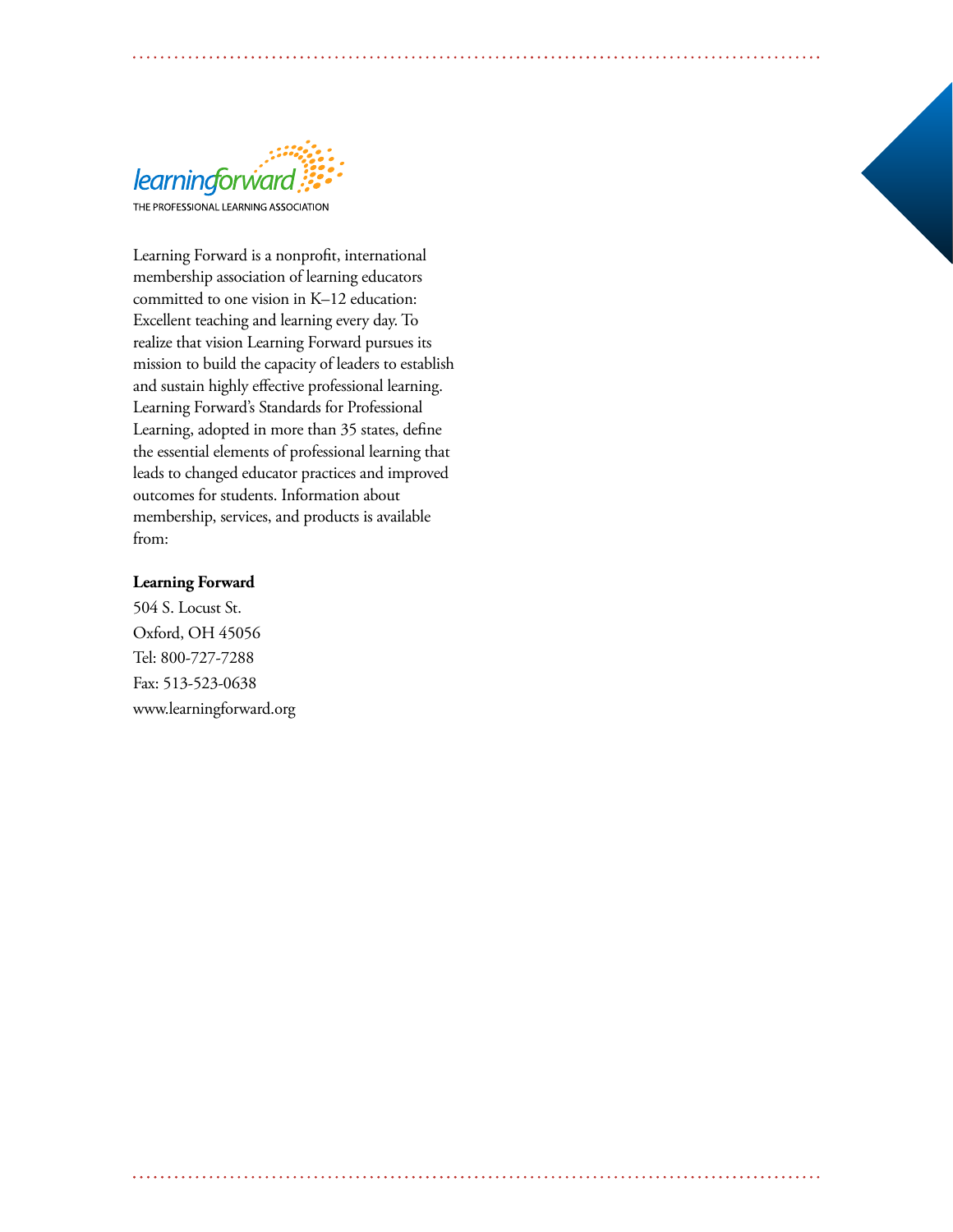learningforward

THE PROFESSIONAL LEARNING ASSOCIATION

Learning Forward is a nonprofit, international membership association of learning educators committed to one vision in K–12 education: Excellent teaching and learning every day. To realize that vision Learning Forward pursues its mission to build the capacity of leaders to establish and sustain highly effective professional learning. Learning Forward's Standards for Professional Learning, adopted in more than 35 states, define the essential elements of professional learning that leads to changed educator practices and improved outcomes for students. Information about membership, services, and products is available from:

**Learning Forward**

504 S. Locust St.  
Oxford, OH 45056  
Tel: 800-727-7288  
Fax: 513-523-0638  
www.learningforward.org